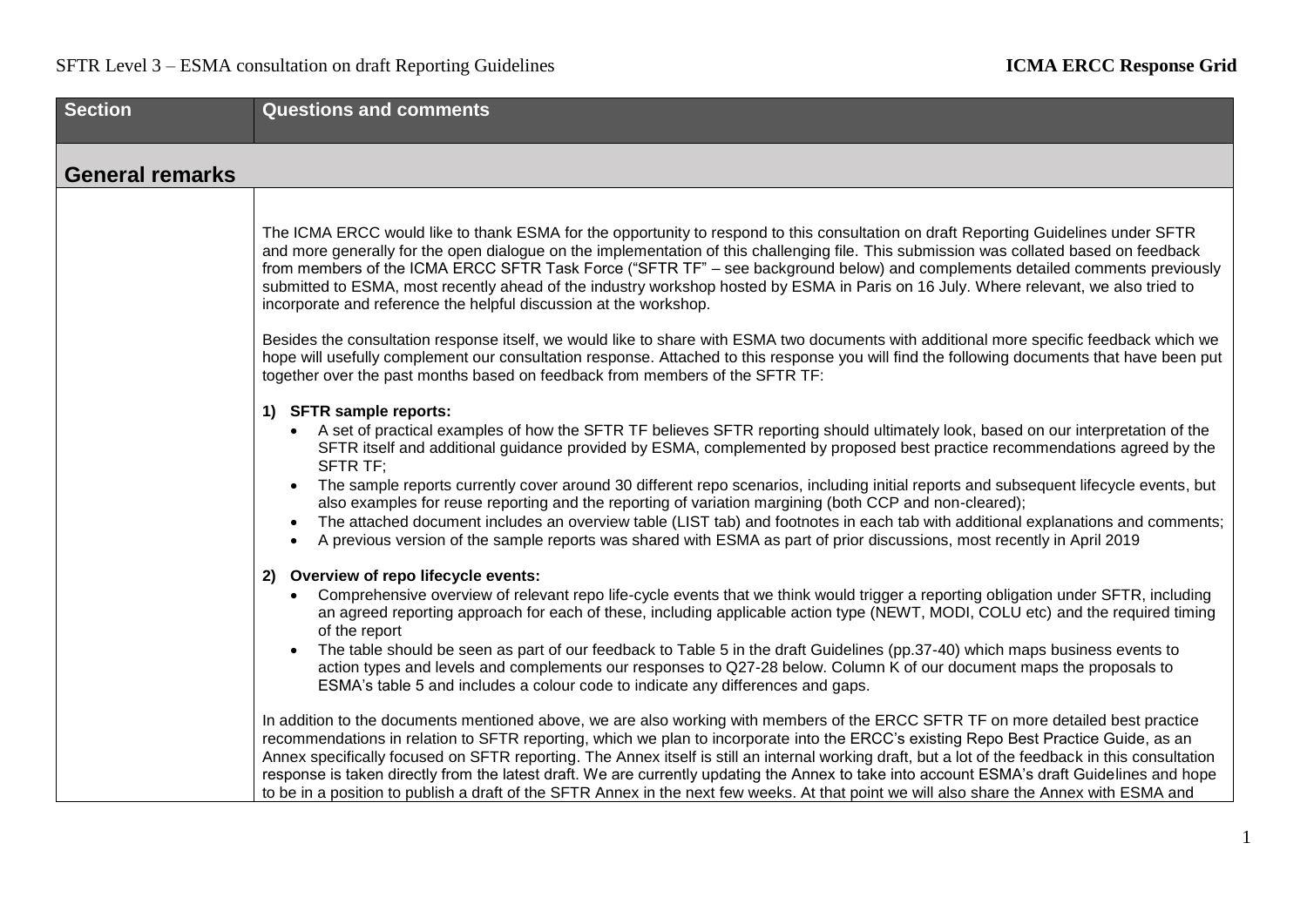| Section | Questions and comments |
|---|---|
| **General remarks** | |
| | The ICMA ERCC would like to thank ESMA for the opportunity to respond to this consultation on draft Reporting Guidelines under SFTR and more generally for the open dialogue on the implementation of this challenging file. This submission was collated based on feedback from members of the ICMA ERCC SFTR Task Force ("SFTR TF" – see background below) and complements detailed comments previously submitted to ESMA, most recently ahead of the industry workshop hosted by ESMA in Paris on 16 July. Where relevant, we also tried to incorporate and reference the helpful discussion at the workshop.<br><br>Besides the consultation response itself, we would like to share with ESMA two documents with additional more specific feedback which we hope will usefully complement our consultation response. Attached to this response you will find the following documents that have been put together over the past months based on feedback from members of the SFTR TF:<br><br>**1) SFTR sample reports:**<br>• A set of practical examples of how the SFTR TF believes SFTR reporting should ultimately look, based on our interpretation of the SFTR itself and additional guidance provided by ESMA, complemented by proposed best practice recommendations agreed by the SFTR TF;<br>• The sample reports currently cover around 30 different repo scenarios, including initial reports and subsequent lifecycle events, but also examples for reuse reporting and the reporting of variation margining (both CCP and non-cleared);<br>• The attached document includes an overview table (LIST tab) and footnotes in each tab with additional explanations and comments;<br>• A previous version of the sample reports was shared with ESMA as part of prior discussions, most recently in April 2019<br><br>**2) Overview of repo lifecycle events:**<br>• Comprehensive overview of relevant repo life-cycle events that we think would trigger a reporting obligation under SFTR, including an agreed reporting approach for each of these, including applicable action type (NEWT, MODI, COLU etc) and the required timing of the report<br>• The table should be seen as part of our feedback to Table 5 in the draft Guidelines (pp.37-40) which maps business events to action types and levels and complements our responses to Q27-28 below. Column K of our document maps the proposals to ESMA's table 5 and includes a colour code to indicate any differences and gaps.<br><br>In addition to the documents mentioned above, we are also working with members of the ERCC SFTR TF on more detailed best practice recommendations in relation to SFTR reporting, which we plan to incorporate into the ERCC's existing Repo Best Practice Guide, as an Annex specifically focused on SFTR reporting. The Annex itself is still an internal working draft, but a lot of the feedback in this consultation response is taken directly from the latest draft. We are currently updating the Annex to take into account ESMA's draft Guidelines and hope to be in a position to publish a draft of the SFTR Annex in the next few weeks. At that point we will also share the Annex with ESMA and |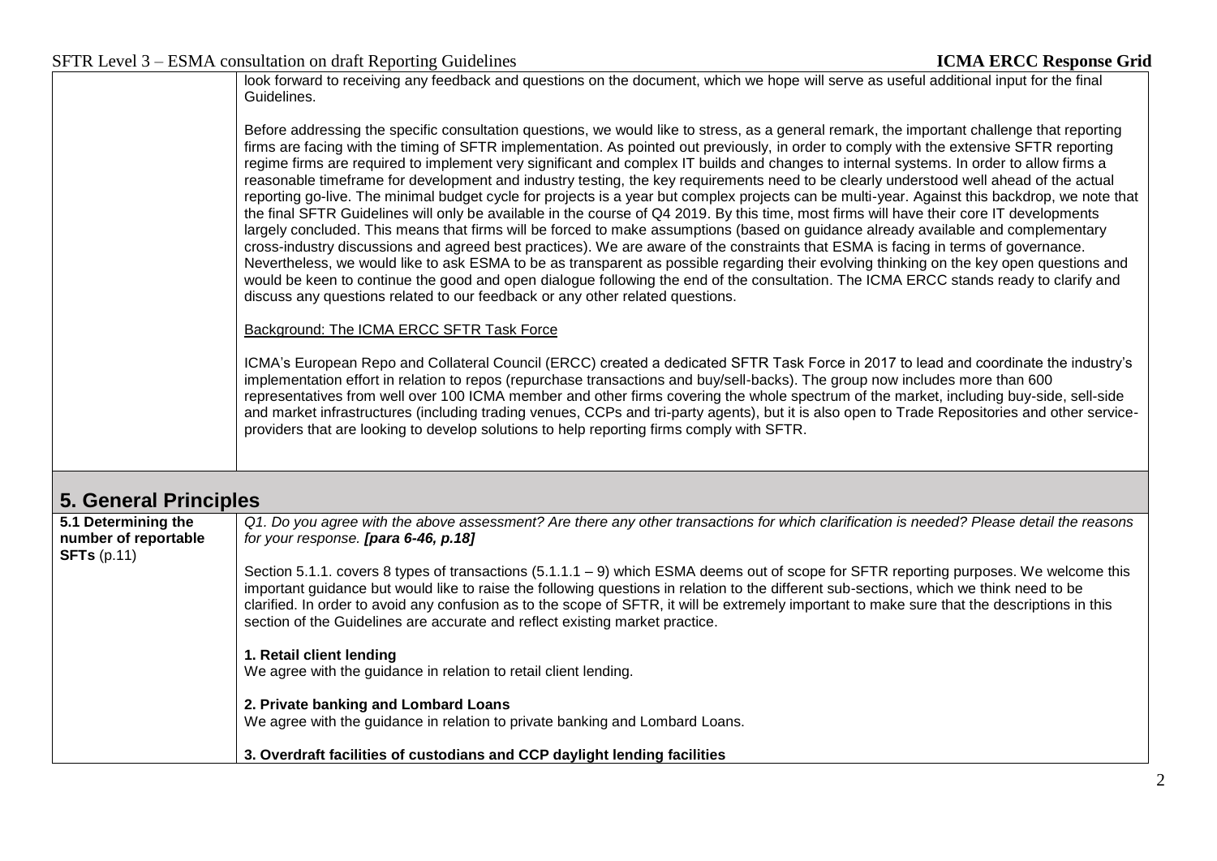| | |
|---|---|
| | look forward to receiving any feedback and questions on the document, which we hope will serve as useful additional input for the final Guidelines.<br><br>Before addressing the specific consultation questions, we would like to stress, as a general remark, the important challenge that reporting firms are facing with the timing of SFTR implementation. As pointed out previously, in order to comply with the extensive SFTR reporting regime firms are required to implement very significant and complex IT builds and changes to internal systems. In order to allow firms a reasonable timeframe for development and industry testing, the key requirements need to be clearly understood well ahead of the actual reporting go-live. The minimal budget cycle for projects is a year but complex projects can be multi-year. Against this backdrop, we note that the final SFTR Guidelines will only be available in the course of Q4 2019. By this time, most firms will have their core IT developments largely concluded. This means that firms will be forced to make assumptions (based on guidance already available and complementary cross-industry discussions and agreed best practices). We are aware of the constraints that ESMA is facing in terms of governance. Nevertheless, we would like to ask ESMA to be as transparent as possible regarding their evolving thinking on the key open questions and would be keen to continue the good and open dialogue following the end of the consultation. The ICMA ERCC stands ready to clarify and discuss any questions related to our feedback or any other related questions.<br><br>Background: The ICMA ERCC SFTR Task Force<br><br>ICMA's European Repo and Collateral Council (ERCC) created a dedicated SFTR Task Force in 2017 to lead and coordinate the industry's implementation effort in relation to repos (repurchase transactions and buy/sell-backs). The group now includes more than 600 representatives from well over 100 ICMA member and other firms covering the whole spectrum of the market, including buy-side, sell-side and market infrastructures (including trading venues, CCPs and tri-party agents), but it is also open to Trade Repositories and other service-providers that are looking to develop solutions to help reporting firms comply with SFTR. |
| **5. General Principles** | |
| **5.1 Determining the number of reportable SFTs** (p.11) | *Q1. Do you agree with the above assessment? Are there any other transactions for which clarification is needed? Please detail the reasons for your response.* ***[para 6-46, p.18]***<br><br>Section 5.1.1. covers 8 types of transactions (5.1.1.1 – 9) which ESMA deems out of scope for SFTR reporting purposes. We welcome this important guidance but would like to raise the following questions in relation to the different sub-sections, which we think need to be clarified. In order to avoid any confusion as to the scope of SFTR, it will be extremely important to make sure that the descriptions in this section of the Guidelines are accurate and reflect existing market practice.<br><br>**1. Retail client lending**<br>We agree with the guidance in relation to retail client lending.<br><br>**2. Private banking and Lombard Loans**<br>We agree with the guidance in relation to private banking and Lombard Loans.<br><br>**3. Overdraft facilities of custodians and CCP daylight lending facilities** |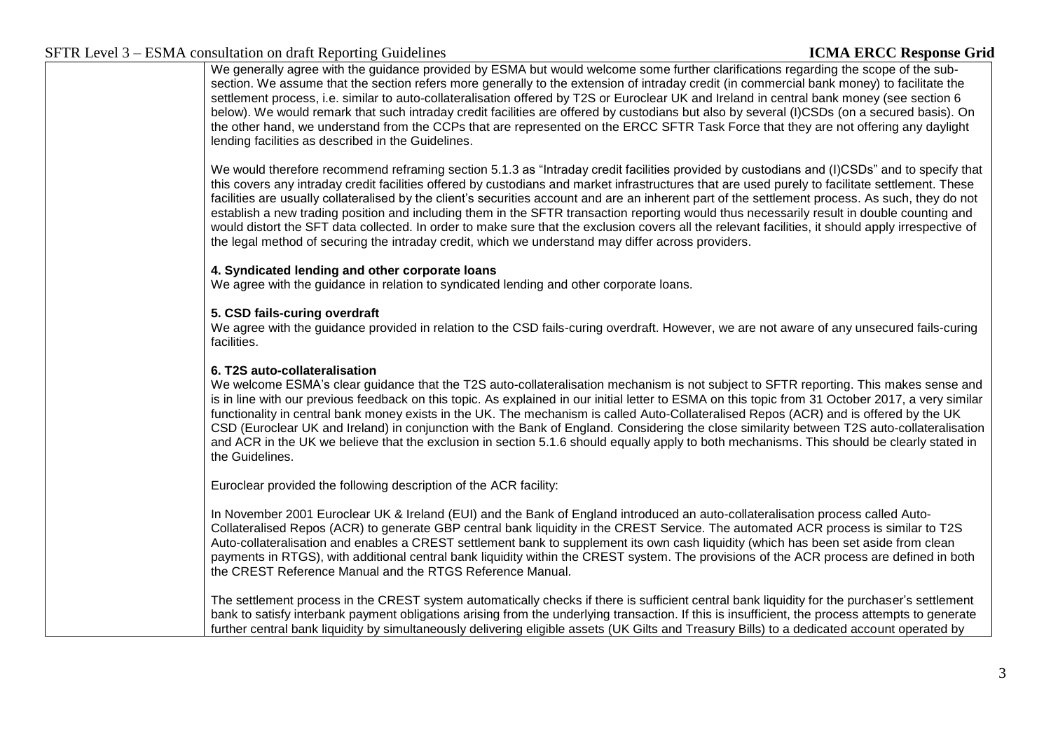We generally agree with the guidance provided by ESMA but would welcome some further clarifications regarding the scope of the sub-section. We assume that the section refers more generally to the extension of intraday credit (in commercial bank money) to facilitate the settlement process, i.e. similar to auto-collateralisation offered by T2S or Euroclear UK and Ireland in central bank money (see section 6 below). We would remark that such intraday credit facilities are offered by custodians but also by several (I)CSDs (on a secured basis). On the other hand, we understand from the CCPs that are represented on the ERCC SFTR Task Force that they are not offering any daylight lending facilities as described in the Guidelines.

We would therefore recommend reframing section 5.1.3 as "Intraday credit facilities provided by custodians and (I)CSDs" and to specify that this covers any intraday credit facilities offered by custodians and market infrastructures that are used purely to facilitate settlement. These facilities are usually collateralised by the client's securities account and are an inherent part of the settlement process. As such, they do not establish a new trading position and including them in the SFTR transaction reporting would thus necessarily result in double counting and would distort the SFT data collected. In order to make sure that the exclusion covers all the relevant facilities, it should apply irrespective of the legal method of securing the intraday credit, which we understand may differ across providers.

**4. Syndicated lending and other corporate loans**

We agree with the guidance in relation to syndicated lending and other corporate loans.

**5. CSD fails-curing overdraft**

We agree with the guidance provided in relation to the CSD fails-curing overdraft. However, we are not aware of any unsecured fails-curing facilities.

**6. T2S auto-collateralisation**

We welcome ESMA's clear guidance that the T2S auto-collateralisation mechanism is not subject to SFTR reporting. This makes sense and is in line with our previous feedback on this topic. As explained in our initial letter to ESMA on this topic from 31 October 2017, a very similar functionality in central bank money exists in the UK. The mechanism is called Auto-Collateralised Repos (ACR) and is offered by the UK CSD (Euroclear UK and Ireland) in conjunction with the Bank of England. Considering the close similarity between T2S auto-collateralisation and ACR in the UK we believe that the exclusion in section 5.1.6 should equally apply to both mechanisms. This should be clearly stated in the Guidelines.

Euroclear provided the following description of the ACR facility:

In November 2001 Euroclear UK & Ireland (EUI) and the Bank of England introduced an auto-collateralisation process called Auto-Collateralised Repos (ACR) to generate GBP central bank liquidity in the CREST Service. The automated ACR process is similar to T2S Auto-collateralisation and enables a CREST settlement bank to supplement its own cash liquidity (which has been set aside from clean payments in RTGS), with additional central bank liquidity within the CREST system. The provisions of the ACR process are defined in both the CREST Reference Manual and the RTGS Reference Manual.

The settlement process in the CREST system automatically checks if there is sufficient central bank liquidity for the purchaser's settlement bank to satisfy interbank payment obligations arising from the underlying transaction. If this is insufficient, the process attempts to generate further central bank liquidity by simultaneously delivering eligible assets (UK Gilts and Treasury Bills) to a dedicated account operated by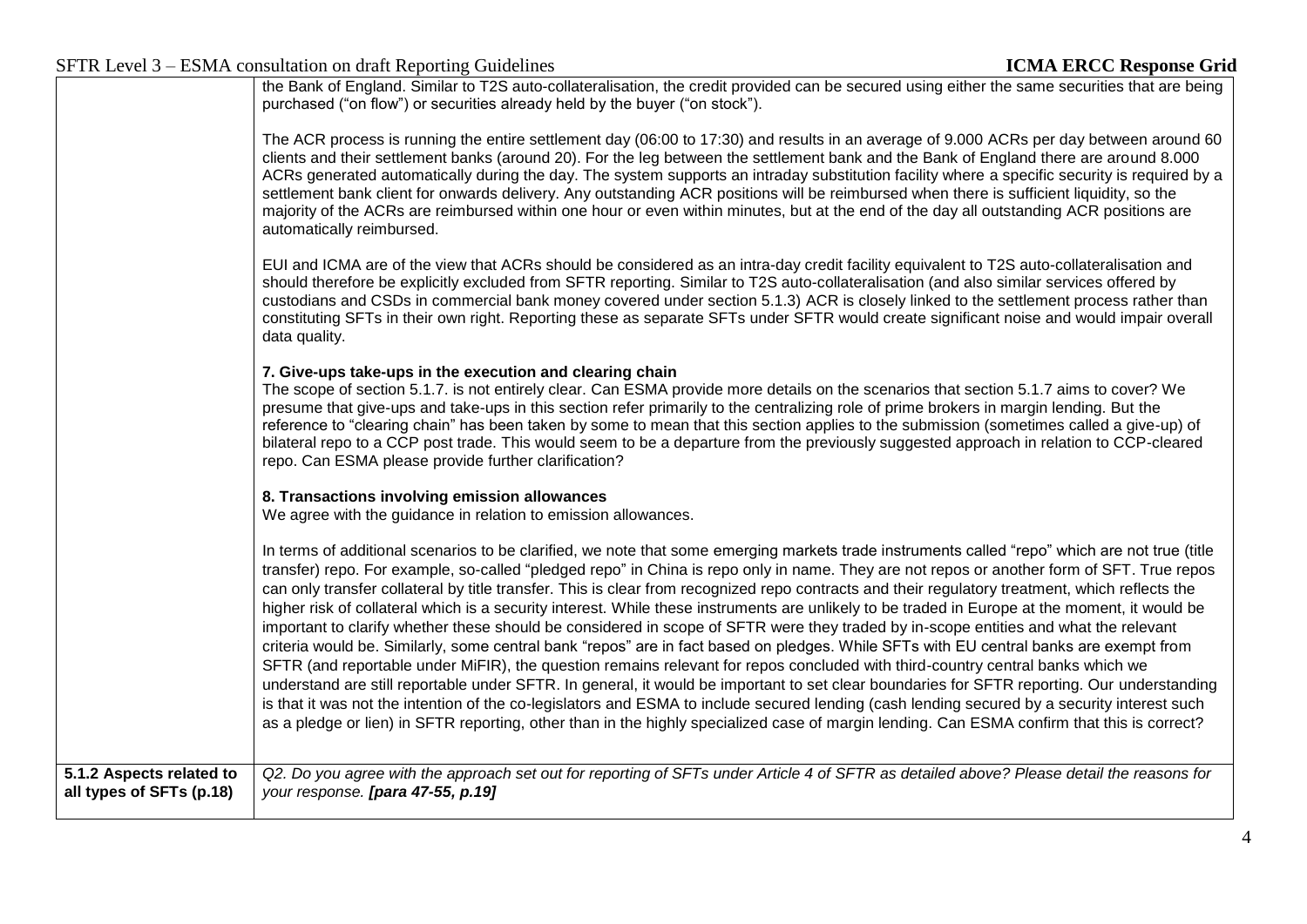| | |
|---|---|
| | the Bank of England. Similar to T2S auto-collateralisation, the credit provided can be secured using either the same securities that are being purchased ("on flow") or securities already held by the buyer ("on stock").<br><br>The ACR process is running the entire settlement day (06:00 to 17:30) and results in an average of 9.000 ACRs per day between around 60 clients and their settlement banks (around 20). For the leg between the settlement bank and the Bank of England there are around 8.000 ACRs generated automatically during the day. The system supports an intraday substitution facility where a specific security is required by a settlement bank client for onwards delivery. Any outstanding ACR positions will be reimbursed when there is sufficient liquidity, so the majority of the ACRs are reimbursed within one hour or even within minutes, but at the end of the day all outstanding ACR positions are automatically reimbursed.<br><br>EUI and ICMA are of the view that ACRs should be considered as an intra-day credit facility equivalent to T2S auto-collateralisation and should therefore be explicitly excluded from SFTR reporting. Similar to T2S auto-collateralisation (and also similar services offered by custodians and CSDs in commercial bank money covered under section 5.1.3) ACR is closely linked to the settlement process rather than constituting SFTs in their own right. Reporting these as separate SFTs under SFTR would create significant noise and would impair overall data quality.<br><br>**7. Give-ups take-ups in the execution and clearing chain**<br>The scope of section 5.1.7. is not entirely clear. Can ESMA provide more details on the scenarios that section 5.1.7 aims to cover? We presume that give-ups and take-ups in this section refer primarily to the centralizing role of prime brokers in margin lending. But the reference to "clearing chain" has been taken by some to mean that this section applies to the submission (sometimes called a give-up) of bilateral repo to a CCP post trade. This would seem to be a departure from the previously suggested approach in relation to CCP-cleared repo. Can ESMA please provide further clarification?<br><br>**8. Transactions involving emission allowances**<br>We agree with the guidance in relation to emission allowances.<br><br>In terms of additional scenarios to be clarified, we note that some emerging markets trade instruments called "repo" which are not true (title transfer) repo. For example, so-called "pledged repo" in China is repo only in name. They are not repos or another form of SFT. True repos can only transfer collateral by title transfer. This is clear from recognized repo contracts and their regulatory treatment, which reflects the higher risk of collateral which is a security interest. While these instruments are unlikely to be traded in Europe at the moment, it would be important to clarify whether these should be considered in scope of SFTR were they traded by in-scope entities and what the relevant criteria would be. Similarly, some central bank "repos" are in fact based on pledges. While SFTs with EU central banks are exempt from SFTR (and reportable under MiFIR), the question remains relevant for repos concluded with third-country central banks which we understand are still reportable under SFTR. In general, it would be important to set clear boundaries for SFTR reporting. Our understanding is that it was not the intention of the co-legislators and ESMA to include secured lending (cash lending secured by a security interest such as a pledge or lien) in SFTR reporting, other than in the highly specialized case of margin lending. Can ESMA confirm that this is correct? |
| **5.1.2 Aspects related to all types of SFTs (p.18)** | *Q2. Do you agree with the approach set out for reporting of SFTs under Article 4 of SFTR as detailed above? Please detail the reasons for your response.* ***[para 47-55, p.19]*** |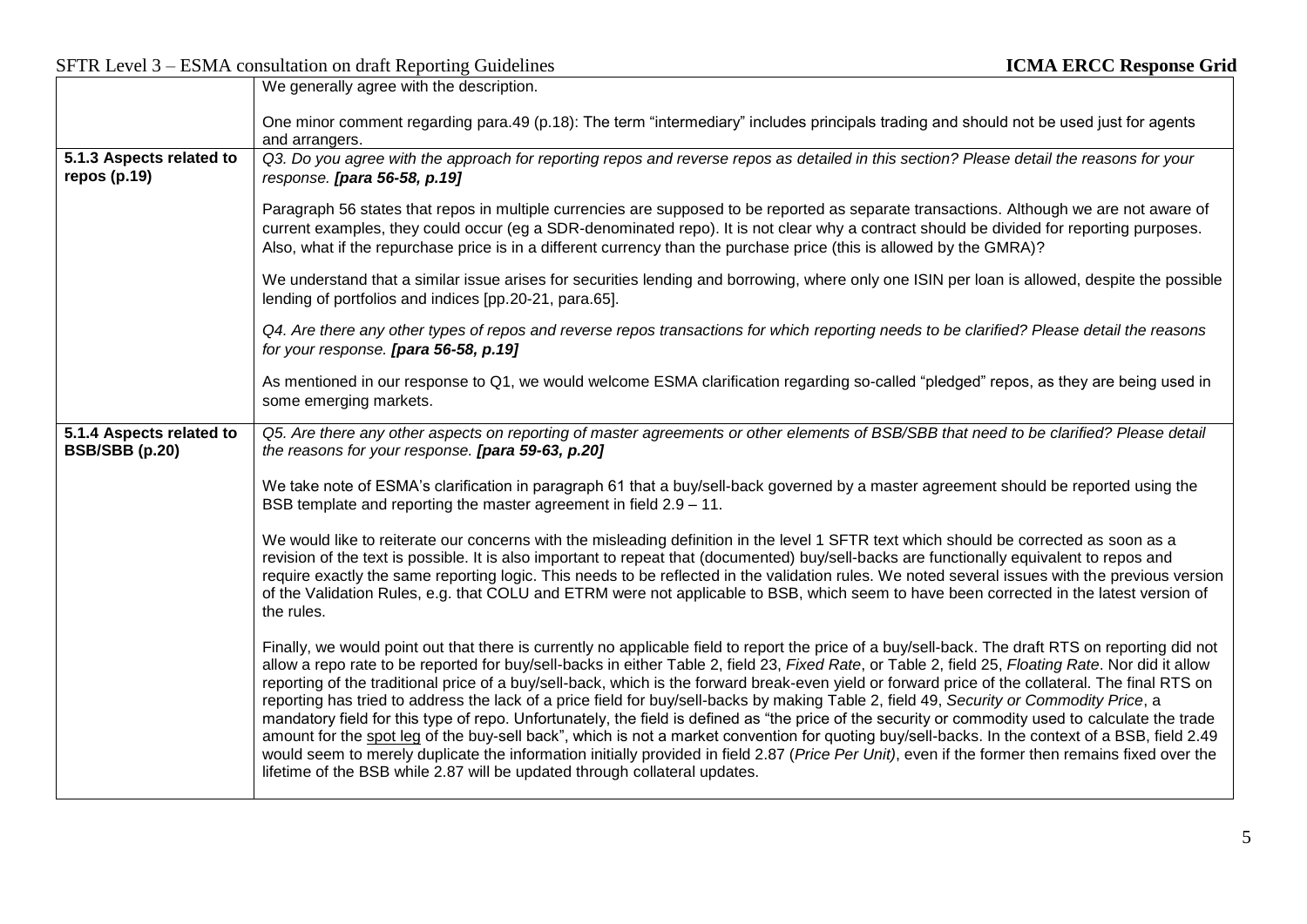| | |
|---|---|
| | We generally agree with the description.<br><br>One minor comment regarding para.49 (p.18): The term "intermediary" includes principals trading and should not be used just for agents and arrangers. |
| **5.1.3 Aspects related to repos (p.19)** | *Q3. Do you agree with the approach for reporting repos and reverse repos as detailed in this section? Please detail the reasons for your response.* ***[para 56-58, p.19]***<br><br>Paragraph 56 states that repos in multiple currencies are supposed to be reported as separate transactions. Although we are not aware of current examples, they could occur (eg a SDR-denominated repo). It is not clear why a contract should be divided for reporting purposes. Also, what if the repurchase price is in a different currency than the purchase price (this is allowed by the GMRA)?<br><br>We understand that a similar issue arises for securities lending and borrowing, where only one ISIN per loan is allowed, despite the possible lending of portfolios and indices [pp.20-21, para.65].<br><br>*Q4. Are there any other types of repos and reverse repos transactions for which reporting needs to be clarified? Please detail the reasons for your response.* ***[para 56-58, p.19]***<br><br>As mentioned in our response to Q1, we would welcome ESMA clarification regarding so-called "pledged" repos, as they are being used in some emerging markets. |
| **5.1.4 Aspects related to BSB/SBB (p.20)** | *Q5. Are there any other aspects on reporting of master agreements or other elements of BSB/SBB that need to be clarified? Please detail the reasons for your response.* ***[para 59-63, p.20]***<br><br>We take note of ESMA's clarification in paragraph 61 that a buy/sell-back governed by a master agreement should be reported using the BSB template and reporting the master agreement in field 2.9 – 11.<br><br>We would like to reiterate our concerns with the misleading definition in the level 1 SFTR text which should be corrected as soon as a revision of the text is possible. It is also important to repeat that (documented) buy/sell-backs are functionally equivalent to repos and require exactly the same reporting logic. This needs to be reflected in the validation rules. We noted several issues with the previous version of the Validation Rules, e.g. that COLU and ETRM were not applicable to BSB, which seem to have been corrected in the latest version of the rules.<br><br>Finally, we would point out that there is currently no applicable field to report the price of a buy/sell-back. The draft RTS on reporting did not allow a repo rate to be reported for buy/sell-backs in either Table 2, field 23, *Fixed Rate*, or Table 2, field 25, *Floating Rate*. Nor did it allow reporting of the traditional price of a buy/sell-back, which is the forward break-even yield or forward price of the collateral. The final RTS on reporting has tried to address the lack of a price field for buy/sell-backs by making Table 2, field 49, *Security or Commodity Price*, a mandatory field for this type of repo. Unfortunately, the field is defined as "the price of the security or commodity used to calculate the trade amount for the spot leg of the buy-sell back", which is not a market convention for quoting buy/sell-backs. In the context of a BSB, field 2.49 would seem to merely duplicate the information initially provided in field 2.87 (*Price Per Unit)*, even if the former then remains fixed over the lifetime of the BSB while 2.87 will be updated through collateral updates. |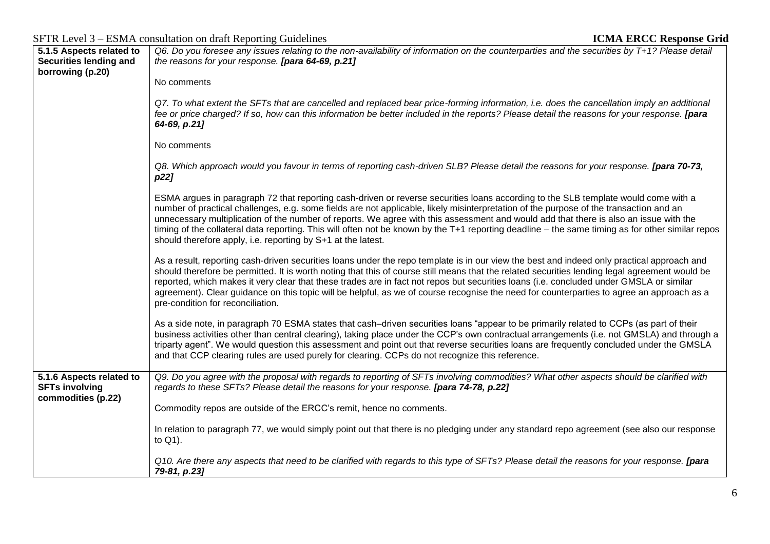| | |
|---|---|
| **5.1.5 Aspects related to Securities lending and borrowing (p.20)** | *Q6. Do you foresee any issues relating to the non-availability of information on the counterparties and the securities by T+1? Please detail the reasons for your response.* ***[para 64-69, p.21]***<br><br>No comments<br><br>*Q7. To what extent the SFTs that are cancelled and replaced bear price-forming information, i.e. does the cancellation imply an additional fee or price charged? If so, how can this information be better included in the reports? Please detail the reasons for your response.* ***[para 64-69, p.21]***<br><br>No comments<br><br>*Q8. Which approach would you favour in terms of reporting cash-driven SLB? Please detail the reasons for your response.* ***[para 70-73, p22]***<br><br>ESMA argues in paragraph 72 that reporting cash-driven or reverse securities loans according to the SLB template would come with a number of practical challenges, e.g. some fields are not applicable, likely misinterpretation of the purpose of the transaction and an unnecessary multiplication of the number of reports. We agree with this assessment and would add that there is also an issue with the timing of the collateral data reporting. This will often not be known by the T+1 reporting deadline – the same timing as for other similar repos should therefore apply, i.e. reporting by S+1 at the latest.<br><br>As a result, reporting cash-driven securities loans under the repo template is in our view the best and indeed only practical approach and should therefore be permitted. It is worth noting that this of course still means that the related securities lending legal agreement would be reported, which makes it very clear that these trades are in fact not repos but securities loans (i.e. concluded under GMSLA or similar agreement). Clear guidance on this topic will be helpful, as we of course recognise the need for counterparties to agree an approach as a pre-condition for reconciliation.<br><br>As a side note, in paragraph 70 ESMA states that cash–driven securities loans "appear to be primarily related to CCPs (as part of their business activities other than central clearing), taking place under the CCP's own contractual arrangements (i.e. not GMSLA) and through a triparty agent". We would question this assessment and point out that reverse securities loans are frequently concluded under the GMSLA and that CCP clearing rules are used purely for clearing. CCPs do not recognize this reference. |
| **5.1.6 Aspects related to SFTs involving commodities (p.22)** | *Q9. Do you agree with the proposal with regards to reporting of SFTs involving commodities? What other aspects should be clarified with regards to these SFTs? Please detail the reasons for your response.* ***[para 74-78, p.22]***<br><br>Commodity repos are outside of the ERCC's remit, hence no comments.<br><br>In relation to paragraph 77, we would simply point out that there is no pledging under any standard repo agreement (see also our response to Q1).<br><br>*Q10. Are there any aspects that need to be clarified with regards to this type of SFTs? Please detail the reasons for your response.* ***[para 79-81, p.23]*** |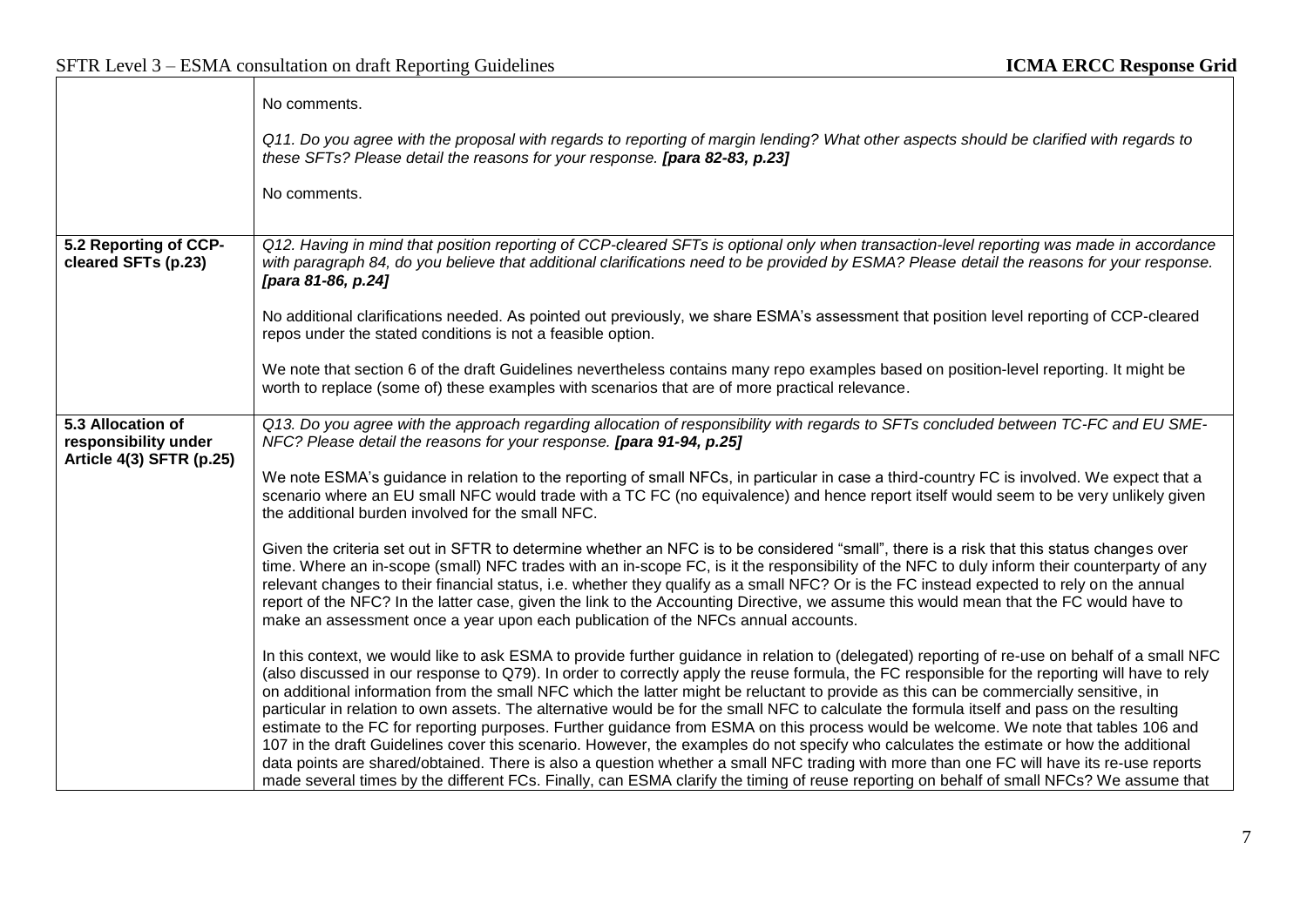| | |
|---|---|
| | No comments.<br><br>*Q11. Do you agree with the proposal with regards to reporting of margin lending? What other aspects should be clarified with regards to these SFTs? Please detail the reasons for your response.* ***[para 82-83, p.23]***<br><br>No comments. |
| **5.2 Reporting of CCP-cleared SFTs (p.23)** | *Q12. Having in mind that position reporting of CCP-cleared SFTs is optional only when transaction-level reporting was made in accordance with paragraph 84, do you believe that additional clarifications need to be provided by ESMA? Please detail the reasons for your response.* ***[para 81-86, p.24]***<br><br>No additional clarifications needed. As pointed out previously, we share ESMA's assessment that position level reporting of CCP-cleared repos under the stated conditions is not a feasible option.<br><br>We note that section 6 of the draft Guidelines nevertheless contains many repo examples based on position-level reporting. It might be worth to replace (some of) these examples with scenarios that are of more practical relevance. |
| **5.3 Allocation of responsibility under Article 4(3) SFTR (p.25)** | *Q13. Do you agree with the approach regarding allocation of responsibility with regards to SFTs concluded between TC-FC and EU SME-NFC? Please detail the reasons for your response.* ***[para 91-94, p.25]***<br><br>We note ESMA's guidance in relation to the reporting of small NFCs, in particular in case a third-country FC is involved. We expect that a scenario where an EU small NFC would trade with a TC FC (no equivalence) and hence report itself would seem to be very unlikely given the additional burden involved for the small NFC.<br><br>Given the criteria set out in SFTR to determine whether an NFC is to be considered "small", there is a risk that this status changes over time. Where an in-scope (small) NFC trades with an in-scope FC, is it the responsibility of the NFC to duly inform their counterparty of any relevant changes to their financial status, i.e. whether they qualify as a small NFC? Or is the FC instead expected to rely on the annual report of the NFC? In the latter case, given the link to the Accounting Directive, we assume this would mean that the FC would have to make an assessment once a year upon each publication of the NFCs annual accounts.<br><br>In this context, we would like to ask ESMA to provide further guidance in relation to (delegated) reporting of re-use on behalf of a small NFC (also discussed in our response to Q79). In order to correctly apply the reuse formula, the FC responsible for the reporting will have to rely on additional information from the small NFC which the latter might be reluctant to provide as this can be commercially sensitive, in particular in relation to own assets. The alternative would be for the small NFC to calculate the formula itself and pass on the resulting estimate to the FC for reporting purposes. Further guidance from ESMA on this process would be welcome. We note that tables 106 and 107 in the draft Guidelines cover this scenario. However, the examples do not specify who calculates the estimate or how the additional data points are shared/obtained. There is also a question whether a small NFC trading with more than one FC will have its re-use reports made several times by the different FCs. Finally, can ESMA clarify the timing of reuse reporting on behalf of small NFCs? We assume that |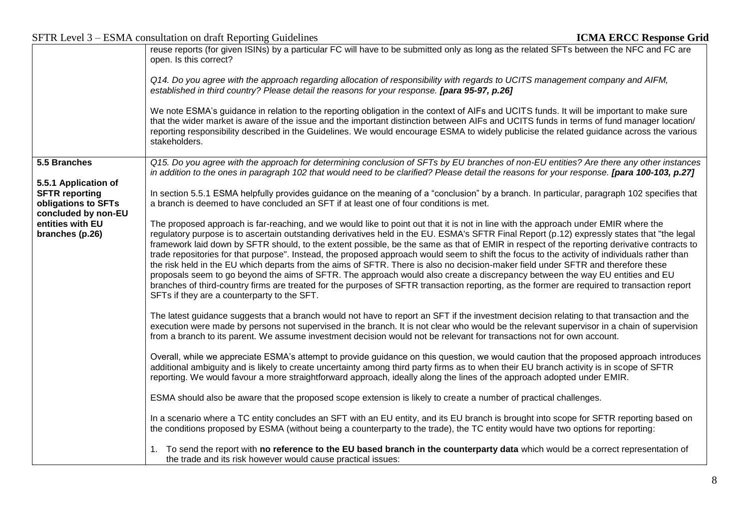| | |
|---|---|
| | reuse reports (for given ISINs) by a particular FC will have to be submitted only as long as the related SFTs between the NFC and FC are open. Is this correct?<br><br>*Q14. Do you agree with the approach regarding allocation of responsibility with regards to UCITS management company and AIFM, established in third country? Please detail the reasons for your response. **[para 95-97, p.26]***<br><br>We note ESMA's guidance in relation to the reporting obligation in the context of AIFs and UCITS funds. It will be important to make sure that the wider market is aware of the issue and the important distinction between AIFs and UCITS funds in terms of fund manager location/ reporting responsibility described in the Guidelines. We would encourage ESMA to widely publicise the related guidance across the various stakeholders. |
| **5.5 Branches**<br><br>**5.5.1 Application of SFTR reporting obligations to SFTs concluded by non-EU entities with EU branches (p.26)** | *Q15. Do you agree with the approach for determining conclusion of SFTs by EU branches of non-EU entities? Are there any other instances in addition to the ones in paragraph 102 that would need to be clarified? Please detail the reasons for your response. **[para 100-103, p.27]***<br><br>In section 5.5.1 ESMA helpfully provides guidance on the meaning of a "conclusion" by a branch. In particular, paragraph 102 specifies that a branch is deemed to have concluded an SFT if at least one of four conditions is met.<br><br>The proposed approach is far-reaching, and we would like to point out that it is not in line with the approach under EMIR where the regulatory purpose is to ascertain outstanding derivatives held in the EU. ESMA's SFTR Final Report (p.12) expressly states that "the legal framework laid down by SFTR should, to the extent possible, be the same as that of EMIR in respect of the reporting derivative contracts to trade repositories for that purpose". Instead, the proposed approach would seem to shift the focus to the activity of individuals rather than the risk held in the EU which departs from the aims of SFTR. There is also no decision-maker field under SFTR and therefore these proposals seem to go beyond the aims of SFTR. The approach would also create a discrepancy between the way EU entities and EU branches of third-country firms are treated for the purposes of SFTR transaction reporting, as the former are required to transaction report SFTs if they are a counterparty to the SFT.<br><br>The latest guidance suggests that a branch would not have to report an SFT if the investment decision relating to that transaction and the execution were made by persons not supervised in the branch. It is not clear who would be the relevant supervisor in a chain of supervision from a branch to its parent. We assume investment decision would not be relevant for transactions not for own account.<br><br>Overall, while we appreciate ESMA's attempt to provide guidance on this question, we would caution that the proposed approach introduces additional ambiguity and is likely to create uncertainty among third party firms as to when their EU branch activity is in scope of SFTR reporting. We would favour a more straightforward approach, ideally along the lines of the approach adopted under EMIR.<br><br>ESMA should also be aware that the proposed scope extension is likely to create a number of practical challenges.<br><br>In a scenario where a TC entity concludes an SFT with an EU entity, and its EU branch is brought into scope for SFTR reporting based on the conditions proposed by ESMA (without being a counterparty to the trade), the TC entity would have two options for reporting:<br><br>1. To send the report with **no reference to the EU based branch in the counterparty data** which would be a correct representation of the trade and its risk however would cause practical issues: |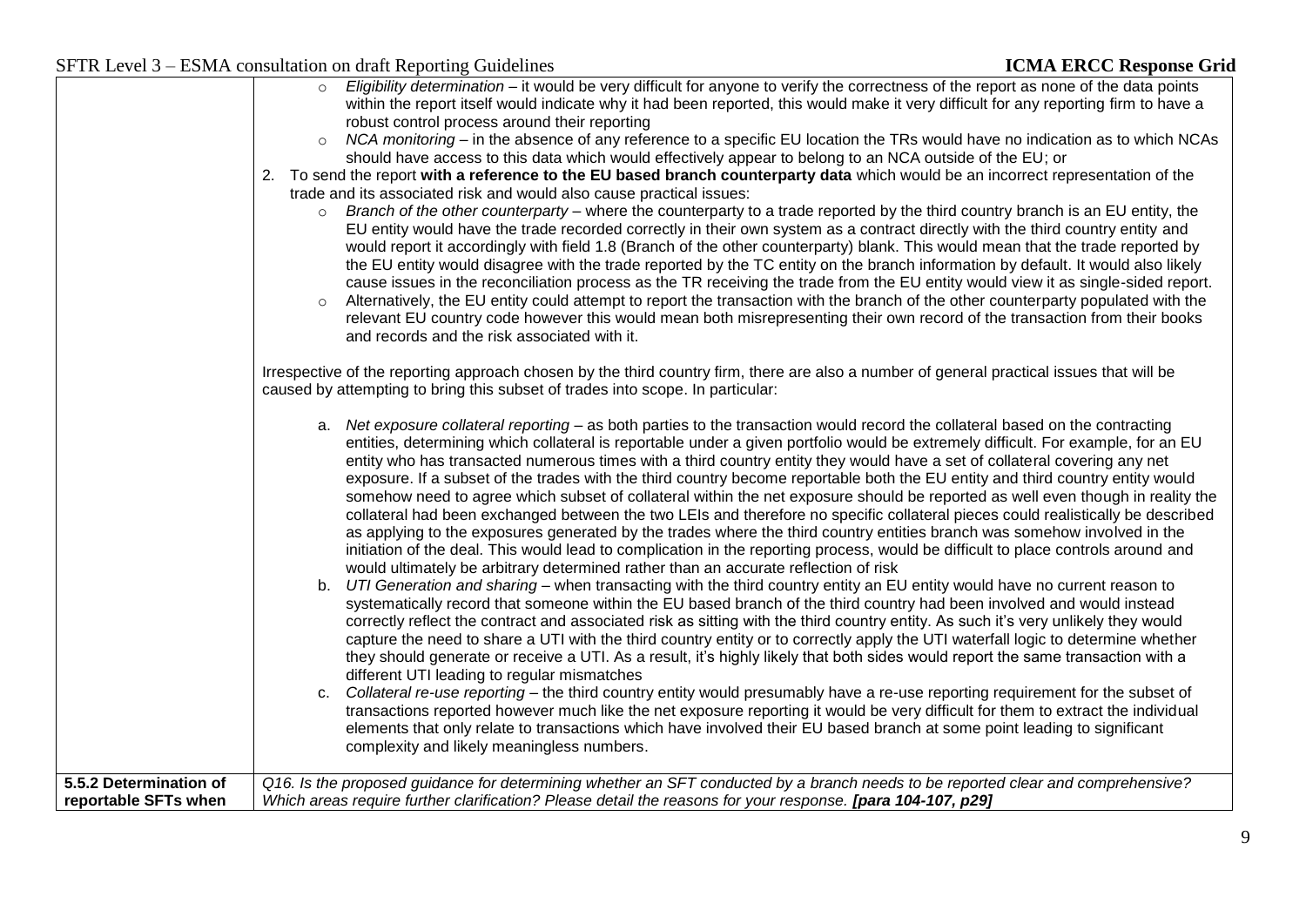| | |
|---|---|
| | ○ *Eligibility determination* – it would be very difficult for anyone to verify the correctness of the report as none of the data points within the report itself would indicate why it had been reported, this would make it very difficult for any reporting firm to have a robust control process around their reporting<br>○ *NCA monitoring* – in the absence of any reference to a specific EU location the TRs would have no indication as to which NCAs should have access to this data which would effectively appear to belong to an NCA outside of the EU; or<br>2. To send the report **with a reference to the EU based branch counterparty data** which would be an incorrect representation of the trade and its associated risk and would also cause practical issues:<br>○ *Branch of the other counterparty* – where the counterparty to a trade reported by the third country branch is an EU entity, the EU entity would have the trade recorded correctly in their own system as a contract directly with the third country entity and would report it accordingly with field 1.8 (Branch of the other counterparty) blank. This would mean that the trade reported by the EU entity would disagree with the trade reported by the TC entity on the branch information by default. It would also likely cause issues in the reconciliation process as the TR receiving the trade from the EU entity would view it as single-sided report.<br>○ Alternatively, the EU entity could attempt to report the transaction with the branch of the other counterparty populated with the relevant EU country code however this would mean both misrepresenting their own record of the transaction from their books and records and the risk associated with it.<br><br>Irrespective of the reporting approach chosen by the third country firm, there are also a number of general practical issues that will be caused by attempting to bring this subset of trades into scope. In particular:<br><br>a. *Net exposure collateral reporting* – as both parties to the transaction would record the collateral based on the contracting entities, determining which collateral is reportable under a given portfolio would be extremely difficult. For example, for an EU entity who has transacted numerous times with a third country entity they would have a set of collateral covering any net exposure. If a subset of the trades with the third country become reportable both the EU entity and third country entity would somehow need to agree which subset of collateral within the net exposure should be reported as well even though in reality the collateral had been exchanged between the two LEIs and therefore no specific collateral pieces could realistically be described as applying to the exposures generated by the trades where the third country entities branch was somehow involved in the initiation of the deal. This would lead to complication in the reporting process, would be difficult to place controls around and would ultimately be arbitrary determined rather than an accurate reflection of risk<br>b. *UTI Generation and sharing* – when transacting with the third country entity an EU entity would have no current reason to systematically record that someone within the EU based branch of the third country had been involved and would instead correctly reflect the contract and associated risk as sitting with the third country entity. As such it's very unlikely they would capture the need to share a UTI with the third country entity or to correctly apply the UTI waterfall logic to determine whether they should generate or receive a UTI. As a result, it's highly likely that both sides would report the same transaction with a different UTI leading to regular mismatches<br>c. *Collateral re-use reporting* – the third country entity would presumably have a re-use reporting requirement for the subset of transactions reported however much like the net exposure reporting it would be very difficult for them to extract the individual elements that only relate to transactions which have involved their EU based branch at some point leading to significant complexity and likely meaningless numbers. |
| **5.5.2 Determination of reportable SFTs when** | *Q16. Is the proposed guidance for determining whether an SFT conducted by a branch needs to be reported clear and comprehensive? Which areas require further clarification? Please detail the reasons for your response.* ***[para 104-107, p29]*** |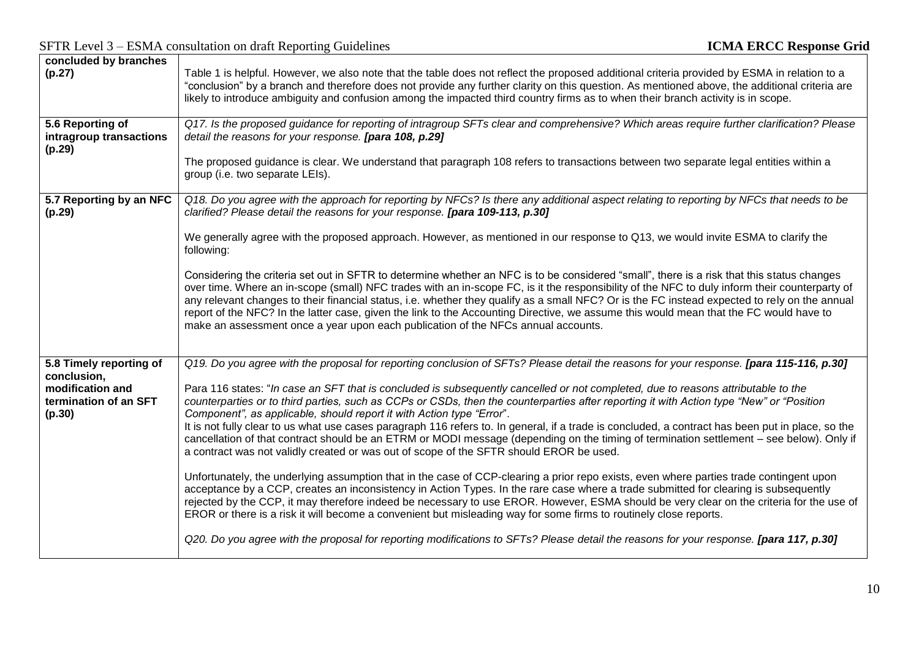| | |
|---|---|
| **concluded by branches (p.27)** | Table 1 is helpful. However, we also note that the table does not reflect the proposed additional criteria provided by ESMA in relation to a "conclusion" by a branch and therefore does not provide any further clarity on this question. As mentioned above, the additional criteria are likely to introduce ambiguity and confusion among the impacted third country firms as to when their branch activity is in scope. |
| **5.6 Reporting of intragroup transactions (p.29)** | *Q17. Is the proposed guidance for reporting of intragroup SFTs clear and comprehensive? Which areas require further clarification? Please detail the reasons for your response.* ***[para 108, p.29]***<br><br>The proposed guidance is clear. We understand that paragraph 108 refers to transactions between two separate legal entities within a group (i.e. two separate LEIs). |
| **5.7 Reporting by an NFC (p.29)** | *Q18. Do you agree with the approach for reporting by NFCs? Is there any additional aspect relating to reporting by NFCs that needs to be clarified? Please detail the reasons for your response.* ***[para 109-113, p.30]***<br><br>We generally agree with the proposed approach. However, as mentioned in our response to Q13, we would invite ESMA to clarify the following:<br><br>Considering the criteria set out in SFTR to determine whether an NFC is to be considered "small", there is a risk that this status changes over time. Where an in-scope (small) NFC trades with an in-scope FC, is it the responsibility of the NFC to duly inform their counterparty of any relevant changes to their financial status, i.e. whether they qualify as a small NFC? Or is the FC instead expected to rely on the annual report of the NFC? In the latter case, given the link to the Accounting Directive, we assume this would mean that the FC would have to make an assessment once a year upon each publication of the NFCs annual accounts. |
| **5.8 Timely reporting of conclusion, modification and termination of an SFT (p.30)** | *Q19. Do you agree with the proposal for reporting conclusion of SFTs? Please detail the reasons for your response.* ***[para 115-116, p.30]***<br><br>Para 116 states: "*In case an SFT that is concluded is subsequently cancelled or not completed, due to reasons attributable to the counterparties or to third parties, such as CCPs or CSDs, then the counterparties after reporting it with Action type "New" or "Position Component", as applicable, should report it with Action type "Error*".<br>It is not fully clear to us what use cases paragraph 116 refers to. In general, if a trade is concluded, a contract has been put in place, so the cancellation of that contract should be an ETRM or MODI message (depending on the timing of termination settlement – see below). Only if a contract was not validly created or was out of scope of the SFTR should EROR be used.<br><br>Unfortunately, the underlying assumption that in the case of CCP-clearing a prior repo exists, even where parties trade contingent upon acceptance by a CCP, creates an inconsistency in Action Types. In the rare case where a trade submitted for clearing is subsequently rejected by the CCP, it may therefore indeed be necessary to use EROR. However, ESMA should be very clear on the criteria for the use of EROR or there is a risk it will become a convenient but misleading way for some firms to routinely close reports.<br><br>*Q20. Do you agree with the proposal for reporting modifications to SFTs? Please detail the reasons for your response.* ***[para 117, p.30]*** |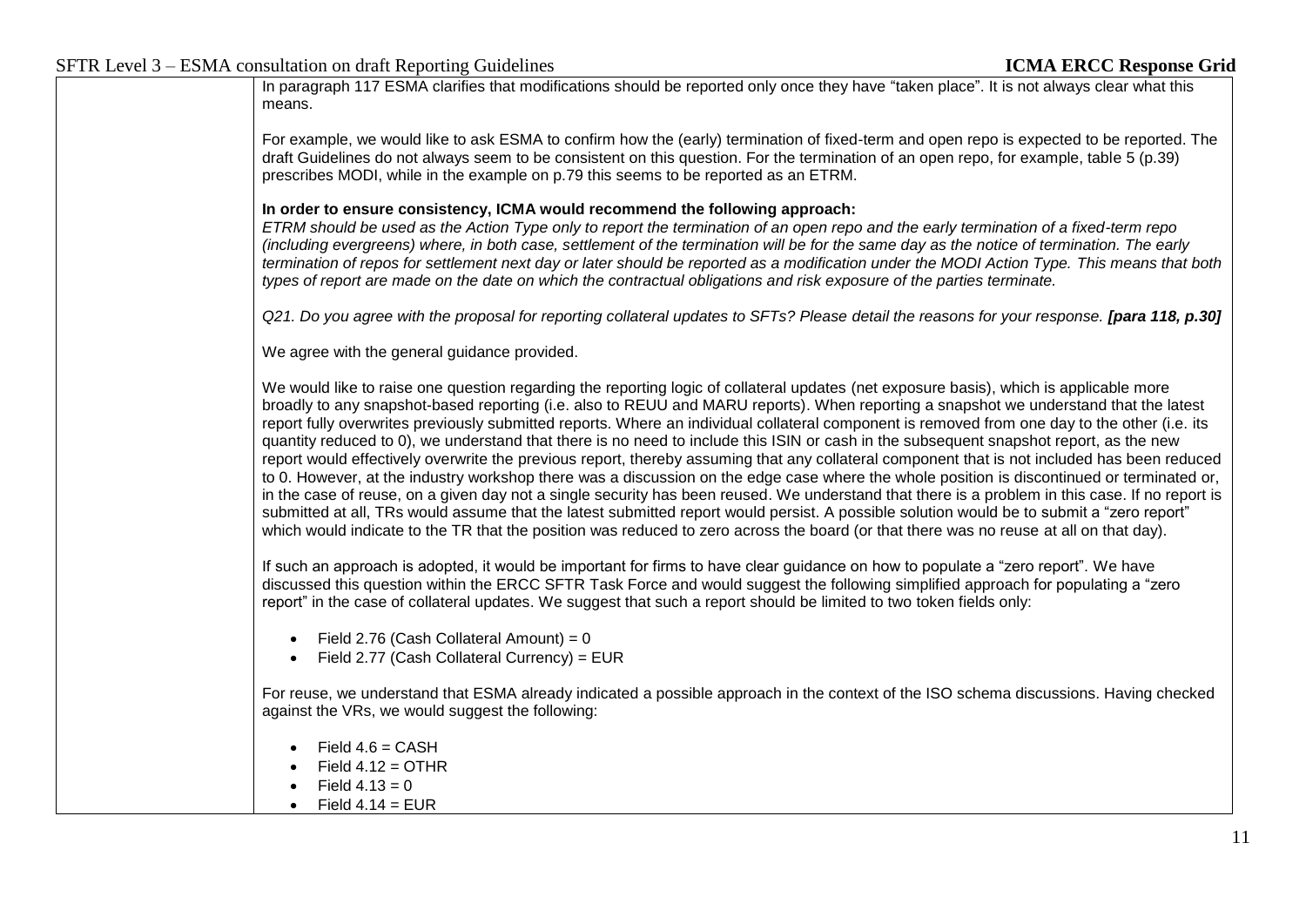| | |
|---|---|
| | In paragraph 117 ESMA clarifies that modifications should be reported only once they have "taken place". It is not always clear what this means.<br><br>For example, we would like to ask ESMA to confirm how the (early) termination of fixed-term and open repo is expected to be reported. The draft Guidelines do not always seem to be consistent on this question. For the termination of an open repo, for example, table 5 (p.39) prescribes MODI, while in the example on p.79 this seems to be reported as an ETRM.<br><br>**In order to ensure consistency, ICMA would recommend the following approach:**<br>*ETRM should be used as the Action Type only to report the termination of an open repo and the early termination of a fixed-term repo (including evergreens) where, in both case, settlement of the termination will be for the same day as the notice of termination. The early termination of repos for settlement next day or later should be reported as a modification under the MODI Action Type. This means that both types of report are made on the date on which the contractual obligations and risk exposure of the parties terminate.*<br><br>*Q21. Do you agree with the proposal for reporting collateral updates to SFTs? Please detail the reasons for your response.* ***[para 118, p.30]***<br><br>We agree with the general guidance provided.<br><br>We would like to raise one question regarding the reporting logic of collateral updates (net exposure basis), which is applicable more broadly to any snapshot-based reporting (i.e. also to REUU and MARU reports). When reporting a snapshot we understand that the latest report fully overwrites previously submitted reports. Where an individual collateral component is removed from one day to the other (i.e. its quantity reduced to 0), we understand that there is no need to include this ISIN or cash in the subsequent snapshot report, as the new report would effectively overwrite the previous report, thereby assuming that any collateral component that is not included has been reduced to 0. However, at the industry workshop there was a discussion on the edge case where the whole position is discontinued or terminated or, in the case of reuse, on a given day not a single security has been reused. We understand that there is a problem in this case. If no report is submitted at all, TRs would assume that the latest submitted report would persist. A possible solution would be to submit a "zero report" which would indicate to the TR that the position was reduced to zero across the board (or that there was no reuse at all on that day).<br><br>If such an approach is adopted, it would be important for firms to have clear guidance on how to populate a "zero report". We have discussed this question within the ERCC SFTR Task Force and would suggest the following simplified approach for populating a "zero report" in the case of collateral updates. We suggest that such a report should be limited to two token fields only:<br><br>• Field 2.76 (Cash Collateral Amount) = 0<br>• Field 2.77 (Cash Collateral Currency) = EUR<br><br>For reuse, we understand that ESMA already indicated a possible approach in the context of the ISO schema discussions. Having checked against the VRs, we would suggest the following:<br><br>• Field 4.6 = CASH<br>• Field 4.12 = OTHR<br>• Field 4.13 = 0<br>• Field 4.14 = EUR |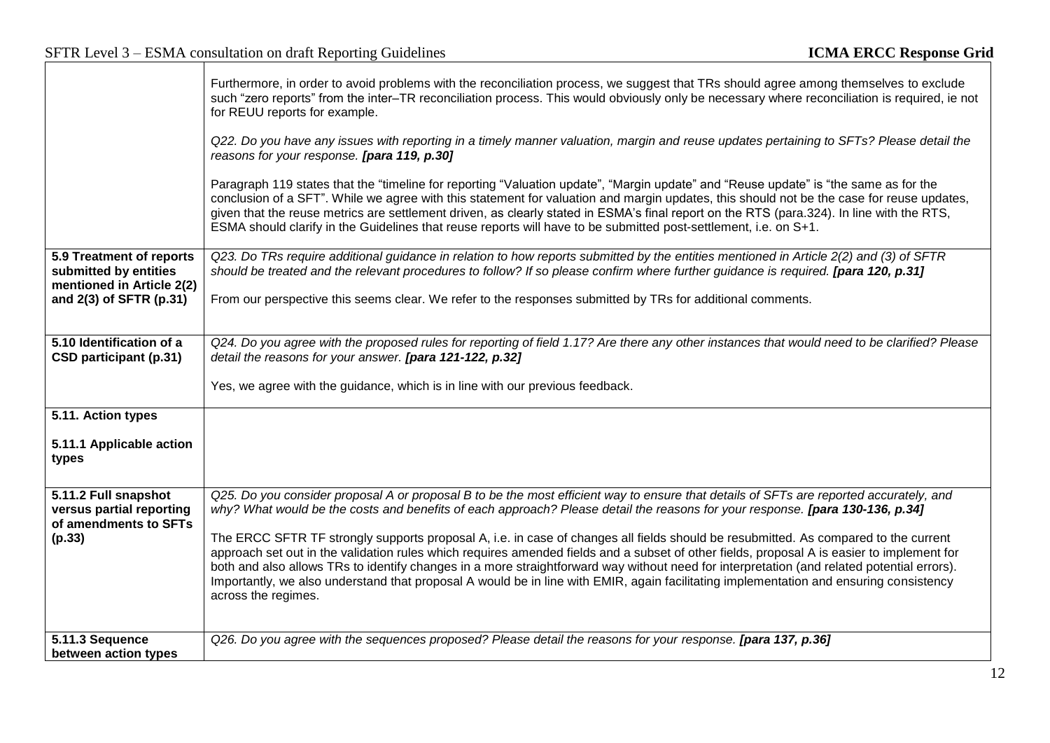| | |
|---|---|
| | Furthermore, in order to avoid problems with the reconciliation process, we suggest that TRs should agree among themselves to exclude such "zero reports" from the inter–TR reconciliation process. This would obviously only be necessary where reconciliation is required, ie not for REUU reports for example.<br><br>*Q22. Do you have any issues with reporting in a timely manner valuation, margin and reuse updates pertaining to SFTs? Please detail the reasons for your response.* ***[para 119, p.30]***<br><br>Paragraph 119 states that the "timeline for reporting "Valuation update", "Margin update" and "Reuse update" is "the same as for the conclusion of a SFT". While we agree with this statement for valuation and margin updates, this should not be the case for reuse updates, given that the reuse metrics are settlement driven, as clearly stated in ESMA's final report on the RTS (para.324). In line with the RTS, ESMA should clarify in the Guidelines that reuse reports will have to be submitted post-settlement, i.e. on S+1. |
| **5.9 Treatment of reports submitted by entities mentioned in Article 2(2) and 2(3) of SFTR (p.31)** | *Q23. Do TRs require additional guidance in relation to how reports submitted by the entities mentioned in Article 2(2) and (3) of SFTR should be treated and the relevant procedures to follow? If so please confirm where further guidance is required.* ***[para 120, p.31]***<br><br>From our perspective this seems clear. We refer to the responses submitted by TRs for additional comments. |
| **5.10 Identification of a CSD participant (p.31)** | *Q24. Do you agree with the proposed rules for reporting of field 1.17? Are there any other instances that would need to be clarified? Please detail the reasons for your answer.* ***[para 121-122, p.32]***<br><br>Yes, we agree with the guidance, which is in line with our previous feedback. |
| **5.11. Action types**<br><br>**5.11.1 Applicable action types** | |
| **5.11.2 Full snapshot versus partial reporting of amendments to SFTs (p.33)** | *Q25. Do you consider proposal A or proposal B to be the most efficient way to ensure that details of SFTs are reported accurately, and why? What would be the costs and benefits of each approach? Please detail the reasons for your response.* ***[para 130-136, p.34]***<br><br>The ERCC SFTR TF strongly supports proposal A, i.e. in case of changes all fields should be resubmitted. As compared to the current approach set out in the validation rules which requires amended fields and a subset of other fields, proposal A is easier to implement for both and also allows TRs to identify changes in a more straightforward way without need for interpretation (and related potential errors). Importantly, we also understand that proposal A would be in line with EMIR, again facilitating implementation and ensuring consistency across the regimes. |
| **5.11.3 Sequence between action types** | *Q26. Do you agree with the sequences proposed? Please detail the reasons for your response.* ***[para 137, p.36]*** |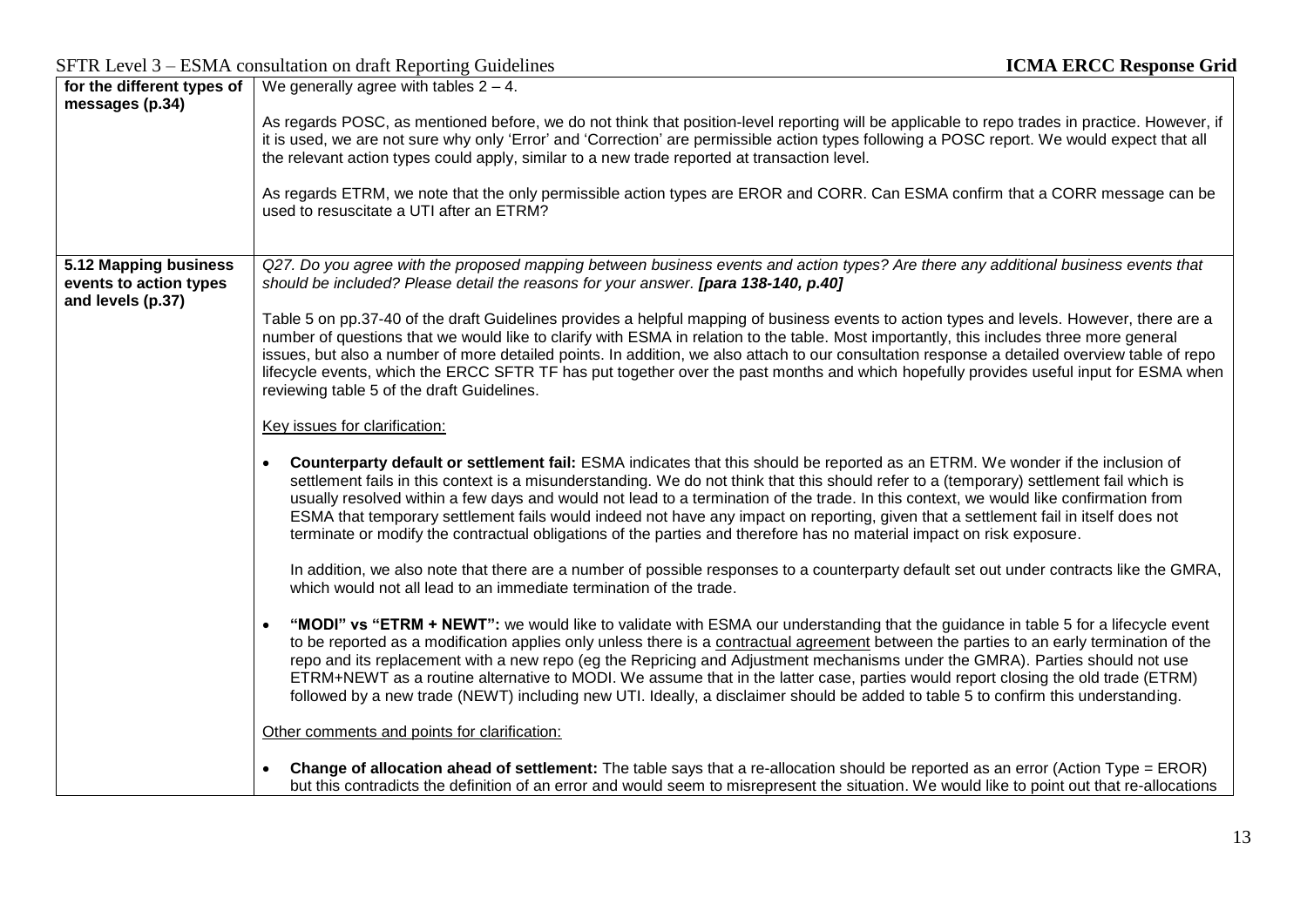| | |
|---|---|
| **for the different types of messages (p.34)** | We generally agree with tables 2 – 4.<br><br>As regards POSC, as mentioned before, we do not think that position-level reporting will be applicable to repo trades in practice. However, if it is used, we are not sure why only 'Error' and 'Correction' are permissible action types following a POSC report. We would expect that all the relevant action types could apply, similar to a new trade reported at transaction level.<br><br>As regards ETRM, we note that the only permissible action types are EROR and CORR. Can ESMA confirm that a CORR message can be used to resuscitate a UTI after an ETRM? |
| **5.12 Mapping business events to action types and levels (p.37)** | *Q27. Do you agree with the proposed mapping between business events and action types? Are there any additional business events that should be included? Please detail the reasons for your answer.* ***[para 138-140, p.40]***<br><br>Table 5 on pp.37-40 of the draft Guidelines provides a helpful mapping of business events to action types and levels. However, there are a number of questions that we would like to clarify with ESMA in relation to the table. Most importantly, this includes three more general issues, but also a number of more detailed points. In addition, we also attach to our consultation response a detailed overview table of repo lifecycle events, which the ERCC SFTR TF has put together over the past months and which hopefully provides useful input for ESMA when reviewing table 5 of the draft Guidelines.<br><br>Key issues for clarification:<br><br>• **Counterparty default or settlement fail:** ESMA indicates that this should be reported as an ETRM. We wonder if the inclusion of settlement fails in this context is a misunderstanding. We do not think that this should refer to a (temporary) settlement fail which is usually resolved within a few days and would not lead to a termination of the trade. In this context, we would like confirmation from ESMA that temporary settlement fails would indeed not have any impact on reporting, given that a settlement fail in itself does not terminate or modify the contractual obligations of the parties and therefore has no material impact on risk exposure.<br><br>In addition, we also note that there are a number of possible responses to a counterparty default set out under contracts like the GMRA, which would not all lead to an immediate termination of the trade.<br><br>• **"MODI" vs "ETRM + NEWT":** we would like to validate with ESMA our understanding that the guidance in table 5 for a lifecycle event to be reported as a modification applies only unless there is a contractual agreement between the parties to an early termination of the repo and its replacement with a new repo (eg the Repricing and Adjustment mechanisms under the GMRA). Parties should not use ETRM+NEWT as a routine alternative to MODI. We assume that in the latter case, parties would report closing the old trade (ETRM) followed by a new trade (NEWT) including new UTI. Ideally, a disclaimer should be added to table 5 to confirm this understanding.<br><br>Other comments and points for clarification:<br><br>• **Change of allocation ahead of settlement:** The table says that a re-allocation should be reported as an error (Action Type = EROR) but this contradicts the definition of an error and would seem to misrepresent the situation. We would like to point out that re-allocations |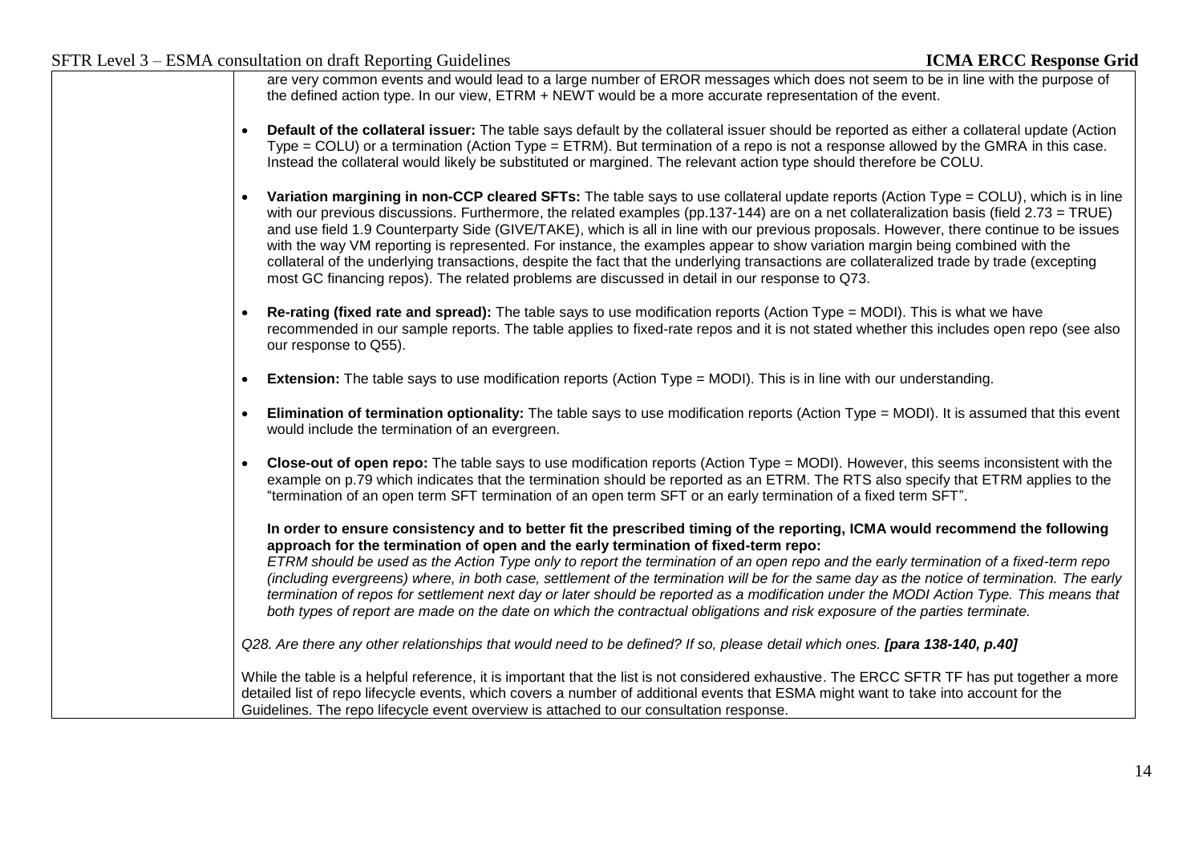| | |
|---|---|
| | are very common events and would lead to a large number of EROR messages which does not seem to be in line with the purpose of the defined action type. In our view, ETRM + NEWT would be a more accurate representation of the event.<br><br>• **Default of the collateral issuer:** The table says default by the collateral issuer should be reported as either a collateral update (Action Type = COLU) or a termination (Action Type = ETRM). But termination of a repo is not a response allowed by the GMRA in this case. Instead the collateral would likely be substituted or margined. The relevant action type should therefore be COLU.<br><br>• **Variation margining in non-CCP cleared SFTs:** The table says to use collateral update reports (Action Type = COLU), which is in line with our previous discussions. Furthermore, the related examples (pp.137-144) are on a net collateralization basis (field 2.73 = TRUE) and use field 1.9 Counterparty Side (GIVE/TAKE), which is all in line with our previous proposals. However, there continue to be issues with the way VM reporting is represented. For instance, the examples appear to show variation margin being combined with the collateral of the underlying transactions, despite the fact that the underlying transactions are collateralized trade by trade (excepting most GC financing repos). The related problems are discussed in detail in our response to Q73.<br><br>• **Re-rating (fixed rate and spread):** The table says to use modification reports (Action Type = MODI). This is what we have recommended in our sample reports. The table applies to fixed-rate repos and it is not stated whether this includes open repo (see also our response to Q55).<br><br>• **Extension:** The table says to use modification reports (Action Type = MODI). This is in line with our understanding.<br><br>• **Elimination of termination optionality:** The table says to use modification reports (Action Type = MODI). It is assumed that this event would include the termination of an evergreen.<br><br>• **Close-out of open repo:** The table says to use modification reports (Action Type = MODI). However, this seems inconsistent with the example on p.79 which indicates that the termination should be reported as an ETRM. The RTS also specify that ETRM applies to the "termination of an open term SFT termination of an open term SFT or an early termination of a fixed term SFT".<br><br>**In order to ensure consistency and to better fit the prescribed timing of the reporting, ICMA would recommend the following approach for the termination of open and the early termination of fixed-term repo:**<br>*ETRM should be used as the Action Type only to report the termination of an open repo and the early termination of a fixed-term repo (including evergreens) where, in both case, settlement of the termination will be for the same day as the notice of termination. The early termination of repos for settlement next day or later should be reported as a modification under the MODI Action Type. This means that both types of report are made on the date on which the contractual obligations and risk exposure of the parties terminate.*<br><br>*Q28. Are there any other relationships that would need to be defined? If so, please detail which ones.* ***[para 138-140, p.40]***<br><br>While the table is a helpful reference, it is important that the list is not considered exhaustive. The ERCC SFTR TF has put together a more detailed list of repo lifecycle events, which covers a number of additional events that ESMA might want to take into account for the Guidelines. The repo lifecycle event overview is attached to our consultation response. |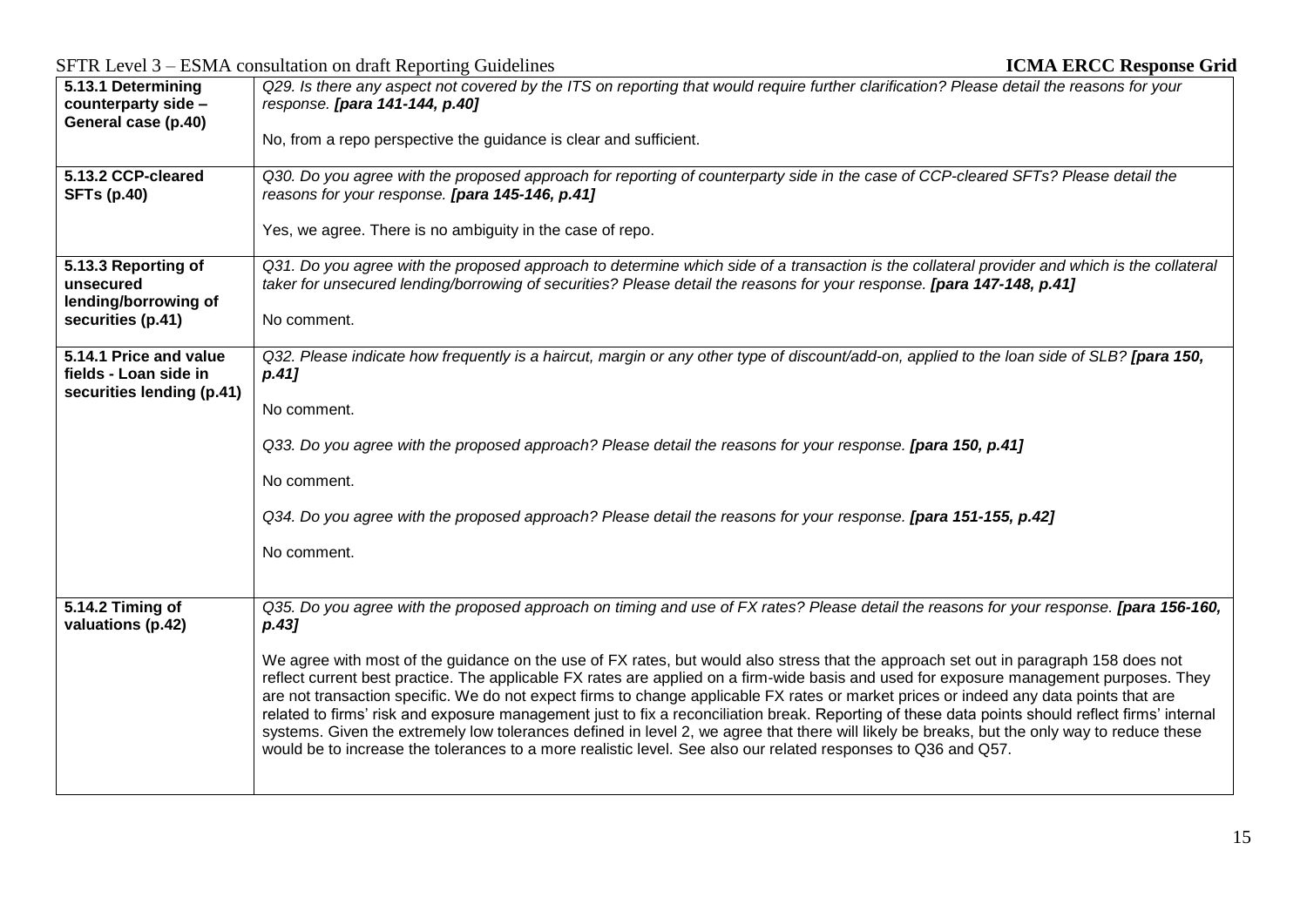| | |
|---|---|
| **5.13.1 Determining counterparty side – General case (p.40)** | *Q29. Is there any aspect not covered by the ITS on reporting that would require further clarification? Please detail the reasons for your response.* ***[para 141-144, p.40]***<br><br>No, from a repo perspective the guidance is clear and sufficient. |
| **5.13.2 CCP-cleared SFTs (p.40)** | *Q30. Do you agree with the proposed approach for reporting of counterparty side in the case of CCP-cleared SFTs? Please detail the reasons for your response.* ***[para 145-146, p.41]***<br><br>Yes, we agree. There is no ambiguity in the case of repo. |
| **5.13.3 Reporting of unsecured lending/borrowing of securities (p.41)** | *Q31. Do you agree with the proposed approach to determine which side of a transaction is the collateral provider and which is the collateral taker for unsecured lending/borrowing of securities? Please detail the reasons for your response.* ***[para 147-148, p.41]***<br><br>No comment. |
| **5.14.1 Price and value fields - Loan side in securities lending (p.41)** | *Q32. Please indicate how frequently is a haircut, margin or any other type of discount/add-on, applied to the loan side of SLB?* ***[para 150, p.41]***<br><br>No comment.<br><br>*Q33. Do you agree with the proposed approach? Please detail the reasons for your response.* ***[para 150, p.41]***<br><br>No comment.<br><br>*Q34. Do you agree with the proposed approach? Please detail the reasons for your response.* ***[para 151-155, p.42]***<br><br>No comment. |
| **5.14.2 Timing of valuations (p.42)** | *Q35. Do you agree with the proposed approach on timing and use of FX rates? Please detail the reasons for your response.* ***[para 156-160, p.43]***<br><br>We agree with most of the guidance on the use of FX rates, but would also stress that the approach set out in paragraph 158 does not reflect current best practice. The applicable FX rates are applied on a firm-wide basis and used for exposure management purposes. They are not transaction specific. We do not expect firms to change applicable FX rates or market prices or indeed any data points that are related to firms' risk and exposure management just to fix a reconciliation break. Reporting of these data points should reflect firms' internal systems. Given the extremely low tolerances defined in level 2, we agree that there will likely be breaks, but the only way to reduce these would be to increase the tolerances to a more realistic level. See also our related responses to Q36 and Q57. |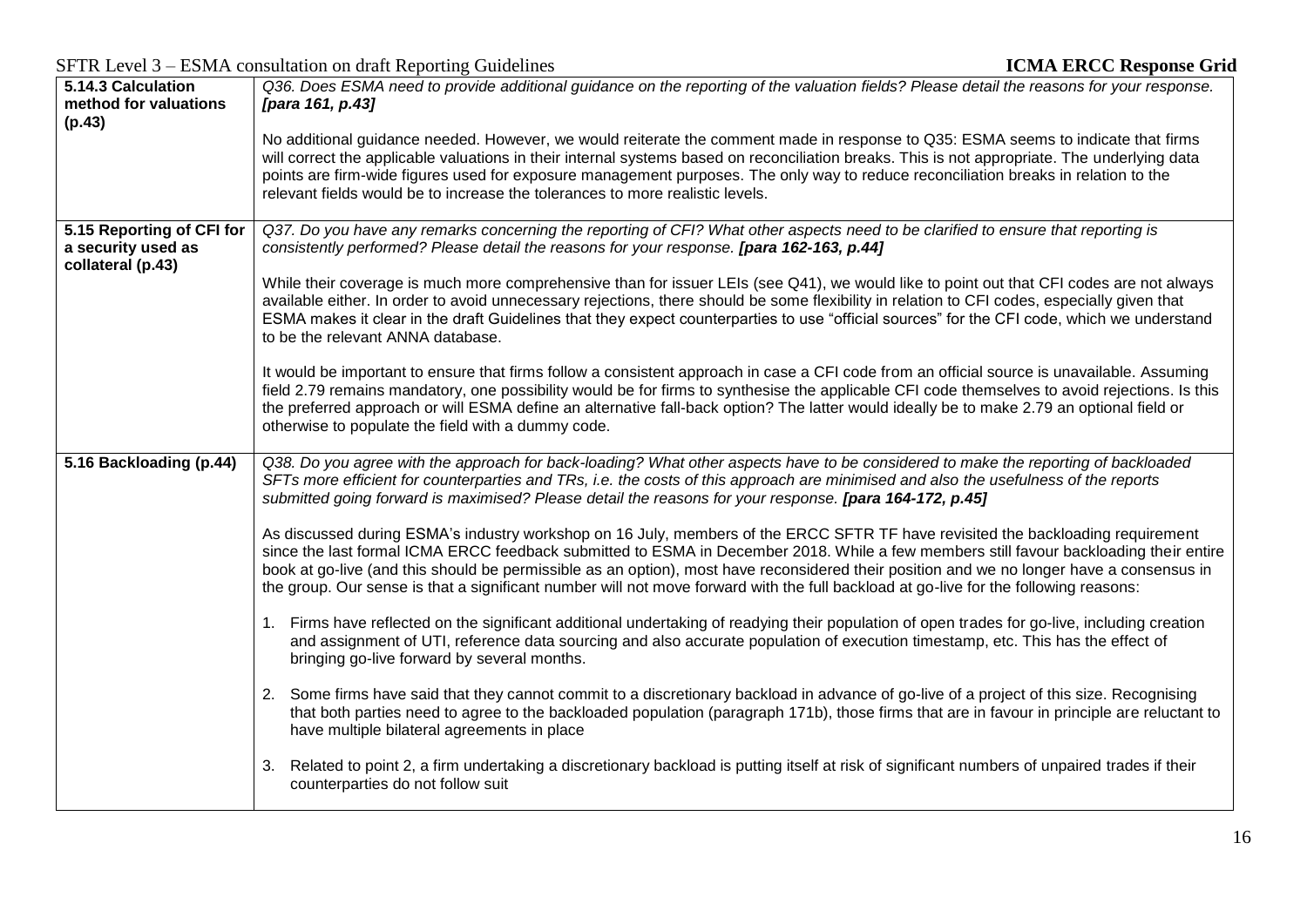| | |
|---|---|
| **5.14.3 Calculation method for valuations (p.43)** | *Q36. Does ESMA need to provide additional guidance on the reporting of the valuation fields? Please detail the reasons for your response.* ***[para 161, p.43]***<br><br>No additional guidance needed. However, we would reiterate the comment made in response to Q35: ESMA seems to indicate that firms will correct the applicable valuations in their internal systems based on reconciliation breaks. This is not appropriate. The underlying data points are firm-wide figures used for exposure management purposes. The only way to reduce reconciliation breaks in relation to the relevant fields would be to increase the tolerances to more realistic levels. |
| **5.15 Reporting of CFI for a security used as collateral (p.43)** | *Q37. Do you have any remarks concerning the reporting of CFI? What other aspects need to be clarified to ensure that reporting is consistently performed? Please detail the reasons for your response.* ***[para 162-163, p.44]***<br><br>While their coverage is much more comprehensive than for issuer LEIs (see Q41), we would like to point out that CFI codes are not always available either. In order to avoid unnecessary rejections, there should be some flexibility in relation to CFI codes, especially given that ESMA makes it clear in the draft Guidelines that they expect counterparties to use "official sources" for the CFI code, which we understand to be the relevant ANNA database.<br><br>It would be important to ensure that firms follow a consistent approach in case a CFI code from an official source is unavailable. Assuming field 2.79 remains mandatory, one possibility would be for firms to synthesise the applicable CFI code themselves to avoid rejections. Is this the preferred approach or will ESMA define an alternative fall-back option? The latter would ideally be to make 2.79 an optional field or otherwise to populate the field with a dummy code. |
| **5.16 Backloading (p.44)** | *Q38. Do you agree with the approach for back-loading? What other aspects have to be considered to make the reporting of backloaded SFTs more efficient for counterparties and TRs, i.e. the costs of this approach are minimised and also the usefulness of the reports submitted going forward is maximised? Please detail the reasons for your response.* ***[para 164-172, p.45]***<br><br>As discussed during ESMA's industry workshop on 16 July, members of the ERCC SFTR TF have revisited the backloading requirement since the last formal ICMA ERCC feedback submitted to ESMA in December 2018. While a few members still favour backloading their entire book at go-live (and this should be permissible as an option), most have reconsidered their position and we no longer have a consensus in the group. Our sense is that a significant number will not move forward with the full backload at go-live for the following reasons:<br><br>1. Firms have reflected on the significant additional undertaking of readying their population of open trades for go-live, including creation and assignment of UTI, reference data sourcing and also accurate population of execution timestamp, etc. This has the effect of bringing go-live forward by several months.<br><br>2. Some firms have said that they cannot commit to a discretionary backload in advance of go-live of a project of this size. Recognising that both parties need to agree to the backloaded population (paragraph 171b), those firms that are in favour in principle are reluctant to have multiple bilateral agreements in place<br><br>3. Related to point 2, a firm undertaking a discretionary backload is putting itself at risk of significant numbers of unpaired trades if their counterparties do not follow suit |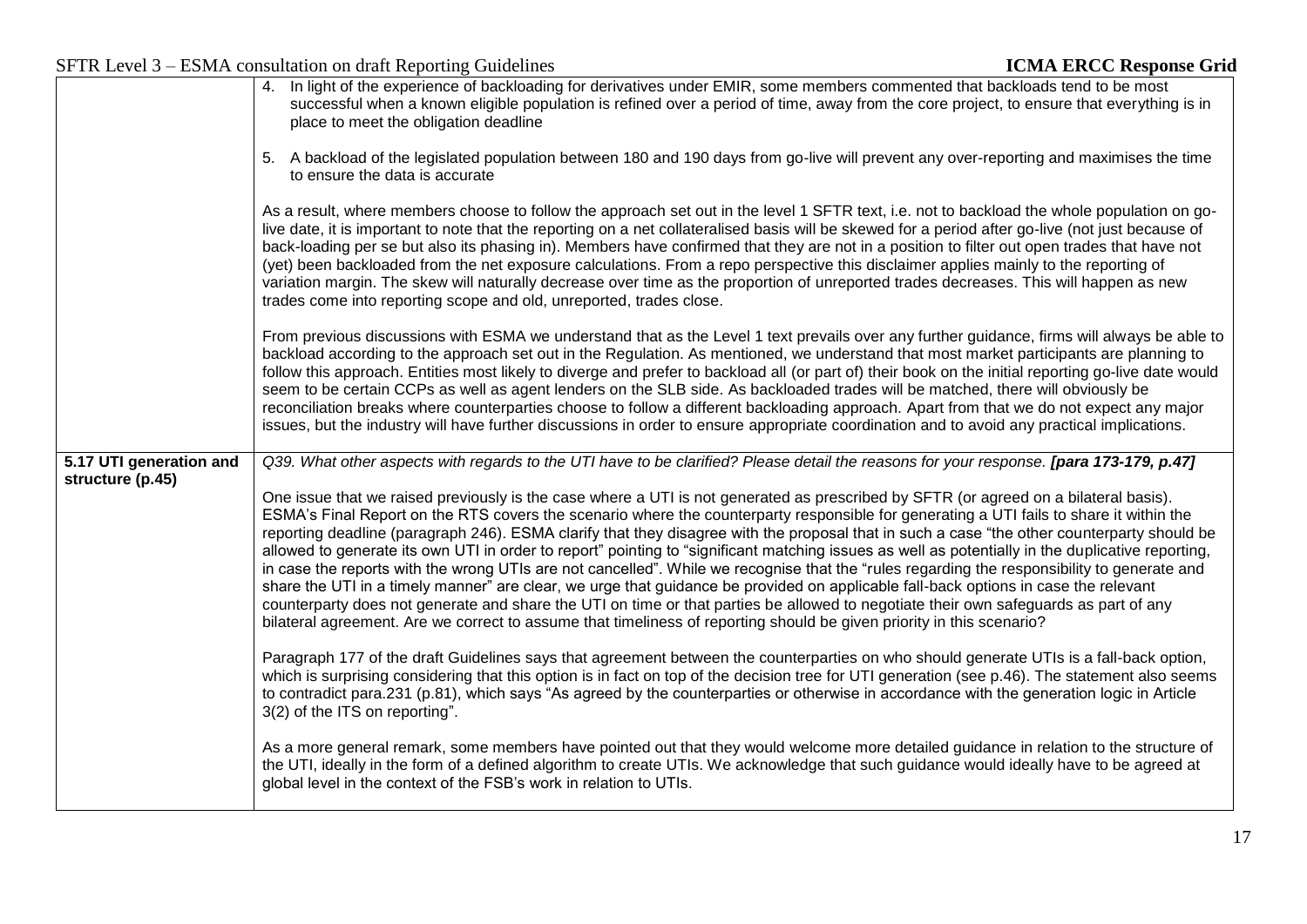| | |
|---|---|
| | 4. In light of the experience of backloading for derivatives under EMIR, some members commented that backloads tend to be most successful when a known eligible population is refined over a period of time, away from the core project, to ensure that everything is in place to meet the obligation deadline<br><br>5. A backload of the legislated population between 180 and 190 days from go-live will prevent any over-reporting and maximises the time to ensure the data is accurate<br><br>As a result, where members choose to follow the approach set out in the level 1 SFTR text, i.e. not to backload the whole population on go-live date, it is important to note that the reporting on a net collateralised basis will be skewed for a period after go-live (not just because of back-loading per se but also its phasing in). Members have confirmed that they are not in a position to filter out open trades that have not (yet) been backloaded from the net exposure calculations. From a repo perspective this disclaimer applies mainly to the reporting of variation margin. The skew will naturally decrease over time as the proportion of unreported trades decreases. This will happen as new trades come into reporting scope and old, unreported, trades close.<br><br>From previous discussions with ESMA we understand that as the Level 1 text prevails over any further guidance, firms will always be able to backload according to the approach set out in the Regulation. As mentioned, we understand that most market participants are planning to follow this approach. Entities most likely to diverge and prefer to backload all (or part of) their book on the initial reporting go-live date would seem to be certain CCPs as well as agent lenders on the SLB side. As backloaded trades will be matched, there will obviously be reconciliation breaks where counterparties choose to follow a different backloading approach. Apart from that we do not expect any major issues, but the industry will have further discussions in order to ensure appropriate coordination and to avoid any practical implications. |
| **5.17 UTI generation and structure (p.45)** | *Q39. What other aspects with regards to the UTI have to be clarified? Please detail the reasons for your response.* ***[para 173-179, p.47]***<br><br>One issue that we raised previously is the case where a UTI is not generated as prescribed by SFTR (or agreed on a bilateral basis). ESMA's Final Report on the RTS covers the scenario where the counterparty responsible for generating a UTI fails to share it within the reporting deadline (paragraph 246). ESMA clarify that they disagree with the proposal that in such a case "the other counterparty should be allowed to generate its own UTI in order to report" pointing to "significant matching issues as well as potentially in the duplicative reporting, in case the reports with the wrong UTIs are not cancelled". While we recognise that the "rules regarding the responsibility to generate and share the UTI in a timely manner" are clear, we urge that guidance be provided on applicable fall-back options in case the relevant counterparty does not generate and share the UTI on time or that parties be allowed to negotiate their own safeguards as part of any bilateral agreement. Are we correct to assume that timeliness of reporting should be given priority in this scenario?<br><br>Paragraph 177 of the draft Guidelines says that agreement between the counterparties on who should generate UTIs is a fall-back option, which is surprising considering that this option is in fact on top of the decision tree for UTI generation (see p.46). The statement also seems to contradict para.231 (p.81), which says "As agreed by the counterparties or otherwise in accordance with the generation logic in Article 3(2) of the ITS on reporting".<br><br>As a more general remark, some members have pointed out that they would welcome more detailed guidance in relation to the structure of the UTI, ideally in the form of a defined algorithm to create UTIs. We acknowledge that such guidance would ideally have to be agreed at global level in the context of the FSB's work in relation to UTIs. |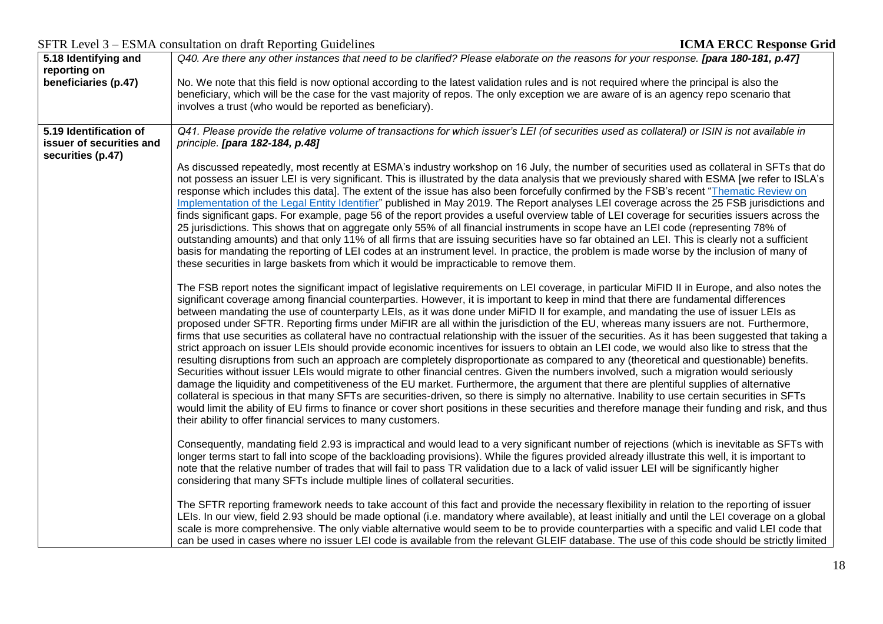| | |
|---|---|
| **5.18 Identifying and reporting on beneficiaries (p.47)** | *Q40. Are there any other instances that need to be clarified? Please elaborate on the reasons for your response.* ***[para 180-181, p.47]***<br><br>No. We note that this field is now optional according to the latest validation rules and is not required where the principal is also the beneficiary, which will be the case for the vast majority of repos. The only exception we are aware of is an agency repo scenario that involves a trust (who would be reported as beneficiary). |
| **5.19 Identification of issuer of securities and securities (p.47)** | *Q41. Please provide the relative volume of transactions for which issuer's LEI (of securities used as collateral) or ISIN is not available in principle.* ***[para 182-184, p.48]***<br><br>As discussed repeatedly, most recently at ESMA's industry workshop on 16 July, the number of securities used as collateral in SFTs that do not possess an issuer LEI is very significant. This is illustrated by the data analysis that we previously shared with ESMA [we refer to ISLA's response which includes this data]. The extent of the issue has also been forcefully confirmed by the FSB's recent "Thematic Review on Implementation of the Legal Entity Identifier" published in May 2019. The Report analyses LEI coverage across the 25 FSB jurisdictions and finds significant gaps. For example, page 56 of the report provides a useful overview table of LEI coverage for securities issuers across the 25 jurisdictions. This shows that on aggregate only 55% of all financial instruments in scope have an LEI code (representing 78% of outstanding amounts) and that only 11% of all firms that are issuing securities have so far obtained an LEI. This is clearly not a sufficient basis for mandating the reporting of LEI codes at an instrument level. In practice, the problem is made worse by the inclusion of many of these securities in large baskets from which it would be impracticable to remove them.<br><br>The FSB report notes the significant impact of legislative requirements on LEI coverage, in particular MiFID II in Europe, and also notes the significant coverage among financial counterparties. However, it is important to keep in mind that there are fundamental differences between mandating the use of counterparty LEIs, as it was done under MiFID II for example, and mandating the use of issuer LEIs as proposed under SFTR. Reporting firms under MiFIR are all within the jurisdiction of the EU, whereas many issuers are not. Furthermore, firms that use securities as collateral have no contractual relationship with the issuer of the securities. As it has been suggested that taking a strict approach on issuer LEIs should provide economic incentives for issuers to obtain an LEI code, we would also like to stress that the resulting disruptions from such an approach are completely disproportionate as compared to any (theoretical and questionable) benefits. Securities without issuer LEIs would migrate to other financial centres. Given the numbers involved, such a migration would seriously damage the liquidity and competitiveness of the EU market. Furthermore, the argument that there are plentiful supplies of alternative collateral is specious in that many SFTs are securities-driven, so there is simply no alternative. Inability to use certain securities in SFTs would limit the ability of EU firms to finance or cover short positions in these securities and therefore manage their funding and risk, and thus their ability to offer financial services to many customers.<br><br>Consequently, mandating field 2.93 is impractical and would lead to a very significant number of rejections (which is inevitable as SFTs with longer terms start to fall into scope of the backloading provisions). While the figures provided already illustrate this well, it is important to note that the relative number of trades that will fail to pass TR validation due to a lack of valid issuer LEI will be significantly higher considering that many SFTs include multiple lines of collateral securities.<br><br>The SFTR reporting framework needs to take account of this fact and provide the necessary flexibility in relation to the reporting of issuer LEIs. In our view, field 2.93 should be made optional (i.e. mandatory where available), at least initially and until the LEI coverage on a global scale is more comprehensive. The only viable alternative would seem to be to provide counterparties with a specific and valid LEI code that can be used in cases where no issuer LEI code is available from the relevant GLEIF database. The use of this code should be strictly limited |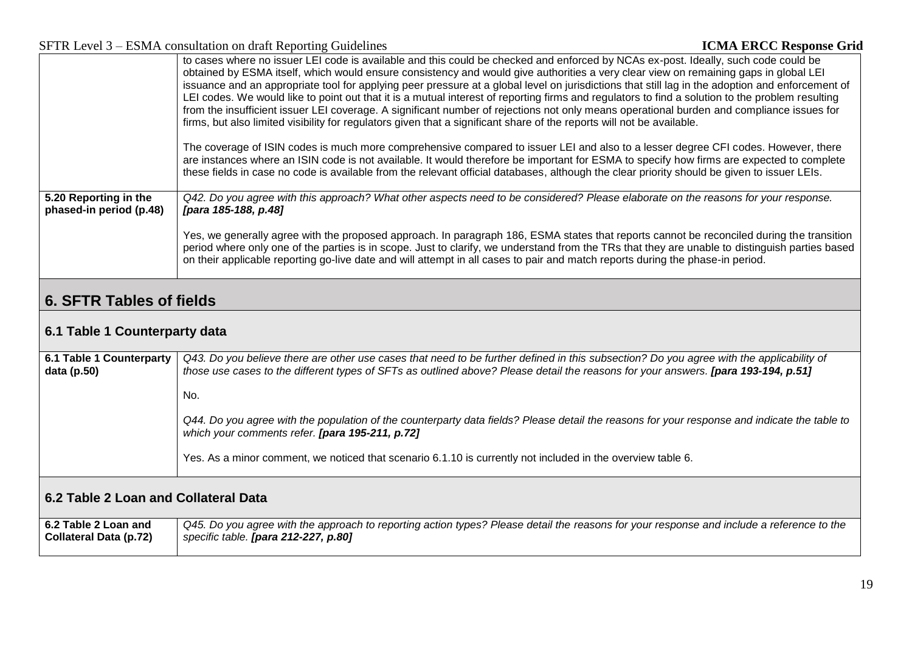| | |
|---|---|
| | to cases where no issuer LEI code is available and this could be checked and enforced by NCAs ex-post. Ideally, such code could be obtained by ESMA itself, which would ensure consistency and would give authorities a very clear view on remaining gaps in global LEI issuance and an appropriate tool for applying peer pressure at a global level on jurisdictions that still lag in the adoption and enforcement of LEI codes. We would like to point out that it is a mutual interest of reporting firms and regulators to find a solution to the problem resulting from the insufficient issuer LEI coverage. A significant number of rejections not only means operational burden and compliance issues for firms, but also limited visibility for regulators given that a significant share of the reports will not be available.<br><br>The coverage of ISIN codes is much more comprehensive compared to issuer LEI and also to a lesser degree CFI codes. However, there are instances where an ISIN code is not available. It would therefore be important for ESMA to specify how firms are expected to complete these fields in case no code is available from the relevant official databases, although the clear priority should be given to issuer LEIs. |
| **5.20 Reporting in the phased-in period (p.48)** | *Q42. Do you agree with this approach? What other aspects need to be considered? Please elaborate on the reasons for your response.* ***[para 185-188, p.48]***<br><br>Yes, we generally agree with the proposed approach. In paragraph 186, ESMA states that reports cannot be reconciled during the transition period where only one of the parties is in scope. Just to clarify, we understand from the TRs that they are unable to distinguish parties based on their applicable reporting go-live date and will attempt in all cases to pair and match reports during the phase-in period. |

## 6. SFTR Tables of fields

### 6.1 Table 1 Counterparty data

| | |
|---|---|
| **6.1 Table 1 Counterparty data (p.50)** | *Q43. Do you believe there are other use cases that need to be further defined in this subsection? Do you agree with the applicability of those use cases to the different types of SFTs as outlined above? Please detail the reasons for your answers.* ***[para 193-194, p.51]***<br><br>No.<br><br>*Q44. Do you agree with the population of the counterparty data fields? Please detail the reasons for your response and indicate the table to which your comments refer.* ***[para 195-211, p.72]***<br><br>Yes. As a minor comment, we noticed that scenario 6.1.10 is currently not included in the overview table 6. |

### 6.2 Table 2 Loan and Collateral Data

| | |
|---|---|
| **6.2 Table 2 Loan and Collateral Data (p.72)** | *Q45. Do you agree with the approach to reporting action types? Please detail the reasons for your response and include a reference to the specific table.* ***[para 212-227, p.80]*** |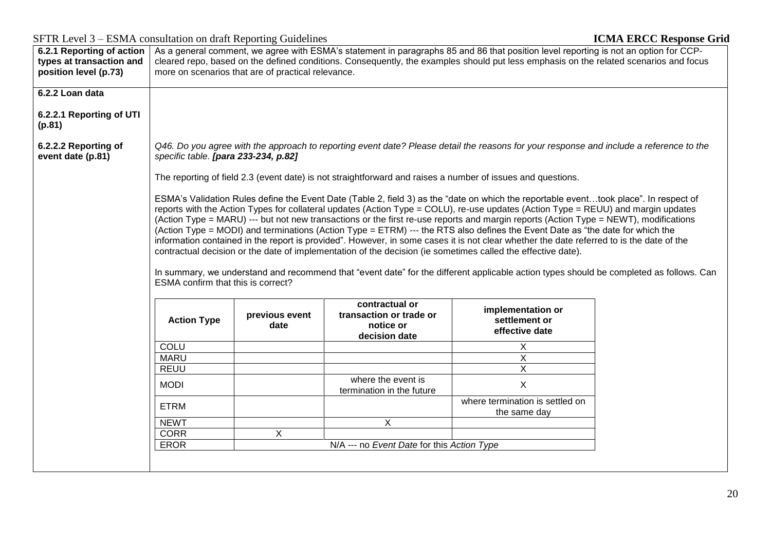| | |
|---|---|
| **6.2.1 Reporting of action types at transaction and position level (p.73)** | As a general comment, we agree with ESMA's statement in paragraphs 85 and 86 that position level reporting is not an option for CCP-cleared repo, based on the defined conditions. Consequently, the examples should put less emphasis on the related scenarios and focus more on scenarios that are of practical relevance. |
| **6.2.2 Loan data**<br><br>**6.2.2.1 Reporting of UTI (p.81)**<br><br>**6.2.2.2 Reporting of event date (p.81)** | *Q46. Do you agree with the approach to reporting event date? Please detail the reasons for your response and include a reference to the specific table. **[para 233-234, p.82]***<br><br>The reporting of field 2.3 (event date) is not straightforward and raises a number of issues and questions.<br><br>ESMA's Validation Rules define the Event Date (Table 2, field 3) as the "date on which the reportable event…took place". In respect of reports with the Action Types for collateral updates (Action Type = COLU), re-use updates (Action Type = REUU) and margin updates (Action Type = MARU) --- but not new transactions or the first re-use reports and margin reports (Action Type = NEWT), modifications (Action Type = MODI) and terminations (Action Type = ETRM) --- the RTS also defines the Event Date as "the date for which the information contained in the report is provided". However, in some cases it is not clear whether the date referred to is the date of the contractual decision or the date of implementation of the decision (ie sometimes called the effective date).<br><br>In summary, we understand and recommend that "event date" for the different applicable action types should be completed as follows. Can ESMA confirm that this is correct? |

| Action Type | previous event date | contractual or transaction or trade or notice or decision date | implementation or settlement or effective date |
|---|---|---|---|
| COLU | | | X |
| MARU | | | X |
| REUU | | | X |
| MODI | | where the event is termination in the future | X |
| ETRM | | | where termination is settled on the same day |
| NEWT | | X | |
| CORR | X | | |
| EROR | N/A --- no *Event Date* for this *Action Type* | | |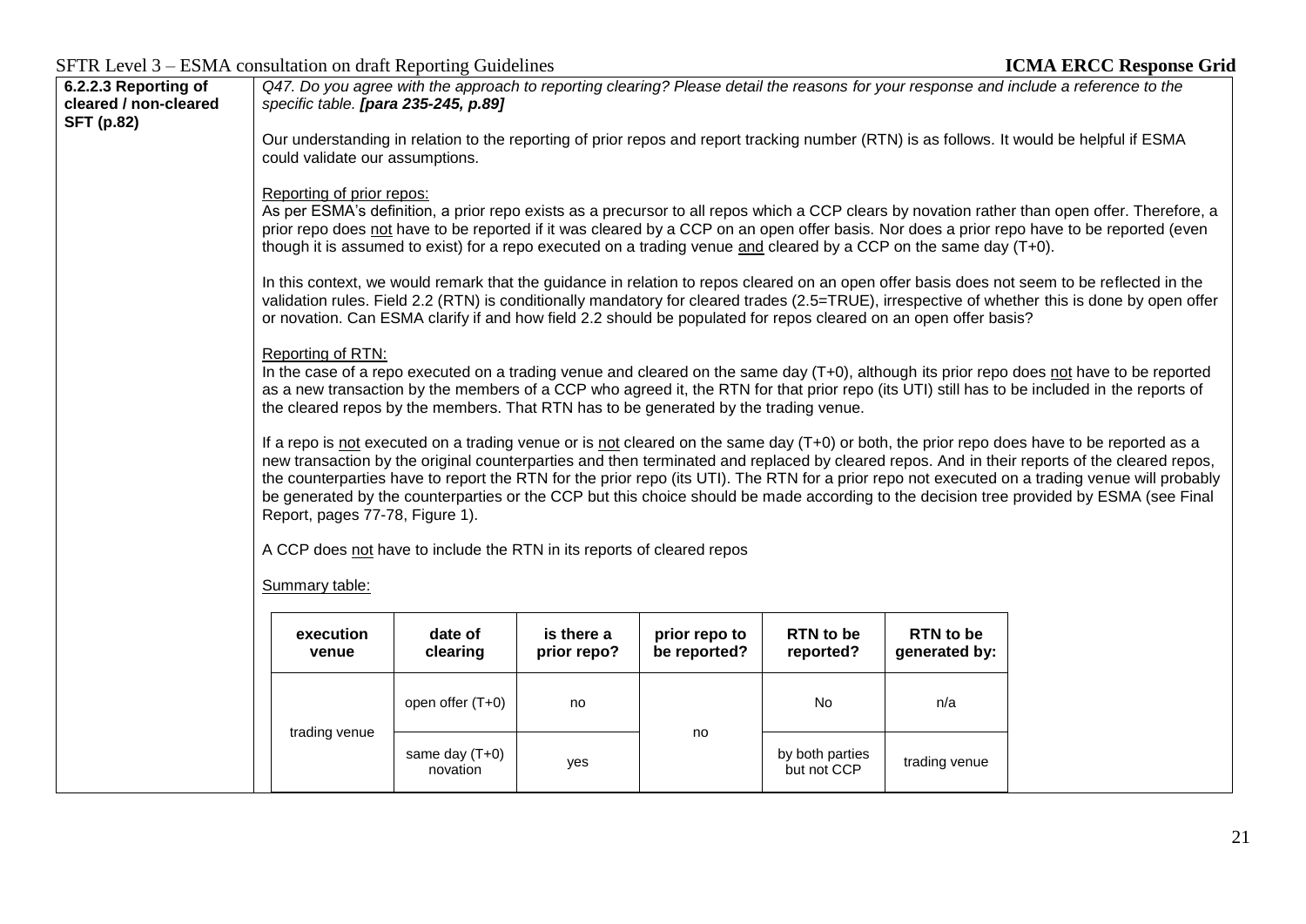| 6.2.2.3 Reporting of cleared / non-cleared SFT (p.82) | *Q47. Do you agree with the approach to reporting clearing? Please detail the reasons for your response and include a reference to the specific table. **[para 235-245, p.89]*** |
|---|---|

Our understanding in relation to the reporting of prior repos and report tracking number (RTN) is as follows. It would be helpful if ESMA could validate our assumptions.

Reporting of prior repos:

As per ESMA's definition, a prior repo exists as a precursor to all repos which a CCP clears by novation rather than open offer. Therefore, a prior repo does not have to be reported if it was cleared by a CCP on an open offer basis. Nor does a prior repo have to be reported (even though it is assumed to exist) for a repo executed on a trading venue and cleared by a CCP on the same day (T+0).

In this context, we would remark that the guidance in relation to repos cleared on an open offer basis does not seem to be reflected in the validation rules. Field 2.2 (RTN) is conditionally mandatory for cleared trades (2.5=TRUE), irrespective of whether this is done by open offer or novation. Can ESMA clarify if and how field 2.2 should be populated for repos cleared on an open offer basis?

Reporting of RTN:

In the case of a repo executed on a trading venue and cleared on the same day (T+0), although its prior repo does not have to be reported as a new transaction by the members of a CCP who agreed it, the RTN for that prior repo (its UTI) still has to be included in the reports of the cleared repos by the members. That RTN has to be generated by the trading venue.

If a repo is not executed on a trading venue or is not cleared on the same day (T+0) or both, the prior repo does have to be reported as a new transaction by the original counterparties and then terminated and replaced by cleared repos. And in their reports of the cleared repos, the counterparties have to report the RTN for the prior repo (its UTI). The RTN for a prior repo not executed on a trading venue will probably be generated by the counterparties or the CCP but this choice should be made according to the decision tree provided by ESMA (see Final Report, pages 77-78, Figure 1).

A CCP does not have to include the RTN in its reports of cleared repos

Summary table:

| execution venue | date of clearing | is there a prior repo? | prior repo to be reported? | RTN to be reported? | RTN to be generated by: |
|---|---|---|---|---|---|
| trading venue | open offer (T+0) | no | no | No | n/a |
| | same day (T+0) novation | yes | | by both parties but not CCP | trading venue |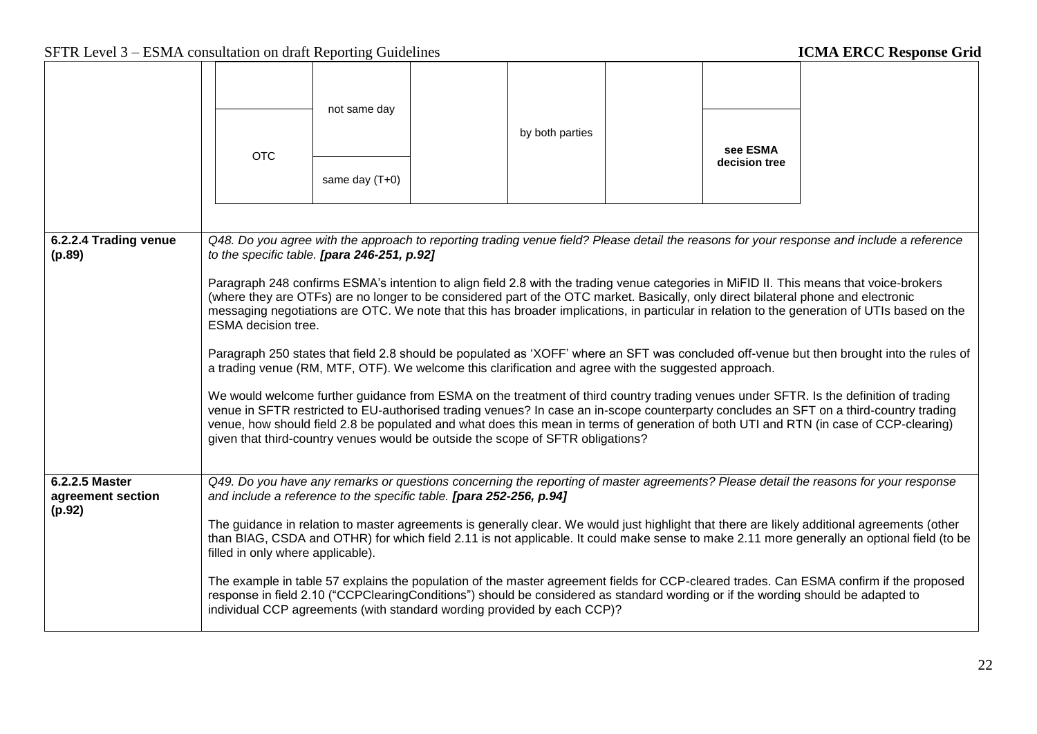| | |
|---|---|
| | <table><tr><td>OTC</td><td>not same day</td><td></td><td>by both parties</td><td></td><td>see ESMA decision tree</td></tr><tr><td></td><td>same day (T+0)</td><td></td><td></td><td></td><td></td></tr></table> |
| **6.2.2.4 Trading venue (p.89)** | *Q48. Do you agree with the approach to reporting trading venue field? Please detail the reasons for your response and include a reference to the specific table.* ***[para 246-251, p.92]***<br><br>Paragraph 248 confirms ESMA's intention to align field 2.8 with the trading venue categories in MiFID II. This means that voice-brokers (where they are OTFs) are no longer to be considered part of the OTC market. Basically, only direct bilateral phone and electronic messaging negotiations are OTC. We note that this has broader implications, in particular in relation to the generation of UTIs based on the ESMA decision tree.<br><br>Paragraph 250 states that field 2.8 should be populated as 'XOFF' where an SFT was concluded off-venue but then brought into the rules of a trading venue (RM, MTF, OTF). We welcome this clarification and agree with the suggested approach.<br><br>We would welcome further guidance from ESMA on the treatment of third country trading venues under SFTR. Is the definition of trading venue in SFTR restricted to EU-authorised trading venues? In case an in-scope counterparty concludes an SFT on a third-country trading venue, how should field 2.8 be populated and what does this mean in terms of generation of both UTI and RTN (in case of CCP-clearing) given that third-country venues would be outside the scope of SFTR obligations? |
| **6.2.2.5 Master agreement section (p.92)** | *Q49. Do you have any remarks or questions concerning the reporting of master agreements? Please detail the reasons for your response and include a reference to the specific table.* ***[para 252-256, p.94]***<br><br>The guidance in relation to master agreements is generally clear. We would just highlight that there are likely additional agreements (other than BIAG, CSDA and OTHR) for which field 2.11 is not applicable. It could make sense to make 2.11 more generally an optional field (to be filled in only where applicable).<br><br>The example in table 57 explains the population of the master agreement fields for CCP-cleared trades. Can ESMA confirm if the proposed response in field 2.10 ("CCPClearingConditions") should be considered as standard wording or if the wording should be adapted to individual CCP agreements (with standard wording provided by each CCP)? |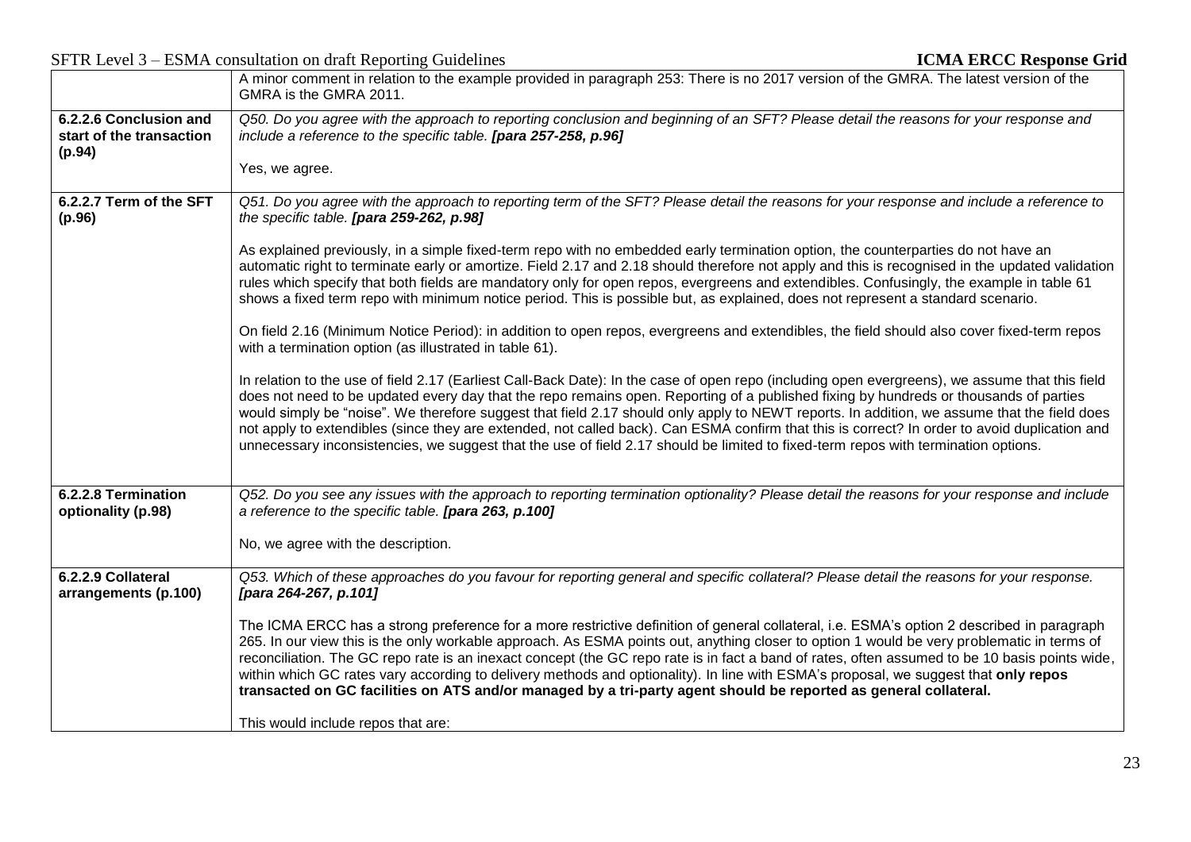| | |
|---|---|
| | A minor comment in relation to the example provided in paragraph 253: There is no 2017 version of the GMRA. The latest version of the GMRA is the GMRA 2011. |
| **6.2.2.6 Conclusion and start of the transaction (p.94)** | *Q50. Do you agree with the approach to reporting conclusion and beginning of an SFT? Please detail the reasons for your response and include a reference to the specific table.* ***[para 257-258, p.96]***<br><br>Yes, we agree. |
| **6.2.2.7 Term of the SFT (p.96)** | *Q51. Do you agree with the approach to reporting term of the SFT? Please detail the reasons for your response and include a reference to the specific table.* ***[para 259-262, p.98]***<br><br>As explained previously, in a simple fixed-term repo with no embedded early termination option, the counterparties do not have an automatic right to terminate early or amortize. Field 2.17 and 2.18 should therefore not apply and this is recognised in the updated validation rules which specify that both fields are mandatory only for open repos, evergreens and extendibles. Confusingly, the example in table 61 shows a fixed term repo with minimum notice period. This is possible but, as explained, does not represent a standard scenario.<br><br>On field 2.16 (Minimum Notice Period): in addition to open repos, evergreens and extendibles, the field should also cover fixed-term repos with a termination option (as illustrated in table 61).<br><br>In relation to the use of field 2.17 (Earliest Call-Back Date): In the case of open repo (including open evergreens), we assume that this field does not need to be updated every day that the repo remains open. Reporting of a published fixing by hundreds or thousands of parties would simply be "noise". We therefore suggest that field 2.17 should only apply to NEWT reports. In addition, we assume that the field does not apply to extendibles (since they are extended, not called back). Can ESMA confirm that this is correct? In order to avoid duplication and unnecessary inconsistencies, we suggest that the use of field 2.17 should be limited to fixed-term repos with termination options. |
| **6.2.2.8 Termination optionality (p.98)** | *Q52. Do you see any issues with the approach to reporting termination optionality? Please detail the reasons for your response and include a reference to the specific table.* ***[para 263, p.100]***<br><br>No, we agree with the description. |
| **6.2.2.9 Collateral arrangements (p.100)** | *Q53. Which of these approaches do you favour for reporting general and specific collateral? Please detail the reasons for your response.* ***[para 264-267, p.101]***<br><br>The ICMA ERCC has a strong preference for a more restrictive definition of general collateral, i.e. ESMA's option 2 described in paragraph 265. In our view this is the only workable approach. As ESMA points out, anything closer to option 1 would be very problematic in terms of reconciliation. The GC repo rate is an inexact concept (the GC repo rate is in fact a band of rates, often assumed to be 10 basis points wide, within which GC rates vary according to delivery methods and optionality). In line with ESMA's proposal, we suggest that **only repos transacted on GC facilities on ATS and/or managed by a tri-party agent should be reported as general collateral.**<br><br>This would include repos that are: |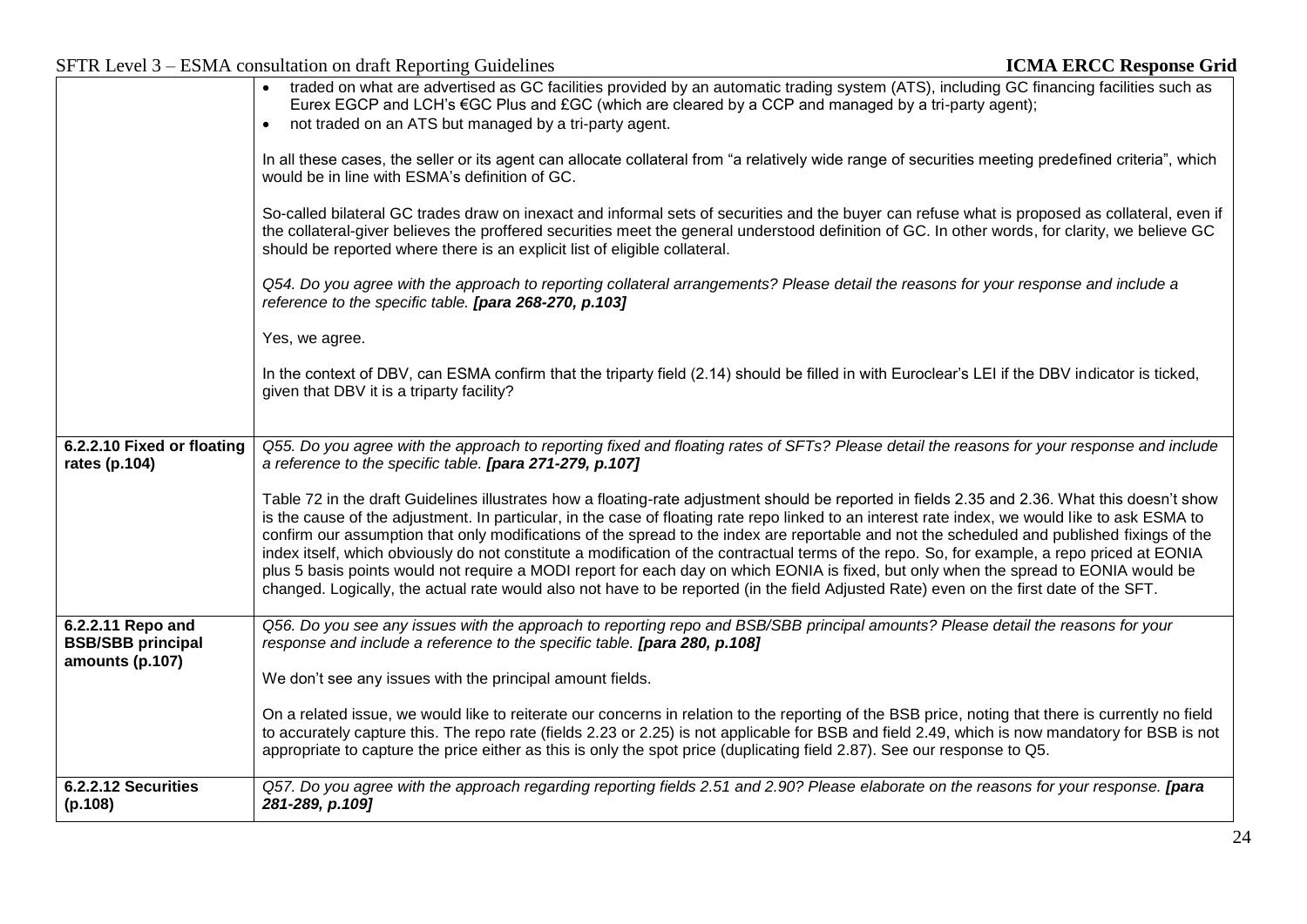| | |
|---|---|
| | • traded on what are advertised as GC facilities provided by an automatic trading system (ATS), including GC financing facilities such as Eurex EGCP and LCH's €GC Plus and £GC (which are cleared by a CCP and managed by a tri-party agent);<br>• not traded on an ATS but managed by a tri-party agent.<br><br>In all these cases, the seller or its agent can allocate collateral from "a relatively wide range of securities meeting predefined criteria", which would be in line with ESMA's definition of GC.<br><br>So-called bilateral GC trades draw on inexact and informal sets of securities and the buyer can refuse what is proposed as collateral, even if the collateral-giver believes the proffered securities meet the general understood definition of GC. In other words, for clarity, we believe GC should be reported where there is an explicit list of eligible collateral.<br><br>*Q54. Do you agree with the approach to reporting collateral arrangements? Please detail the reasons for your response and include a reference to the specific table.* ***[para 268-270, p.103]***<br><br>Yes, we agree.<br><br>In the context of DBV, can ESMA confirm that the triparty field (2.14) should be filled in with Euroclear's LEI if the DBV indicator is ticked, given that DBV it is a triparty facility? |
| **6.2.2.10 Fixed or floating rates (p.104)** | *Q55. Do you agree with the approach to reporting fixed and floating rates of SFTs? Please detail the reasons for your response and include a reference to the specific table.* ***[para 271-279, p.107]***<br><br>Table 72 in the draft Guidelines illustrates how a floating-rate adjustment should be reported in fields 2.35 and 2.36. What this doesn't show is the cause of the adjustment. In particular, in the case of floating rate repo linked to an interest rate index, we would like to ask ESMA to confirm our assumption that only modifications of the spread to the index are reportable and not the scheduled and published fixings of the index itself, which obviously do not constitute a modification of the contractual terms of the repo. So, for example, a repo priced at EONIA plus 5 basis points would not require a MODI report for each day on which EONIA is fixed, but only when the spread to EONIA would be changed. Logically, the actual rate would also not have to be reported (in the field Adjusted Rate) even on the first date of the SFT. |
| **6.2.2.11 Repo and BSB/SBB principal amounts (p.107)** | *Q56. Do you see any issues with the approach to reporting repo and BSB/SBB principal amounts? Please detail the reasons for your response and include a reference to the specific table.* ***[para 280, p.108]***<br><br>We don't see any issues with the principal amount fields.<br><br>On a related issue, we would like to reiterate our concerns in relation to the reporting of the BSB price, noting that there is currently no field to accurately capture this. The repo rate (fields 2.23 or 2.25) is not applicable for BSB and field 2.49, which is now mandatory for BSB is not appropriate to capture the price either as this is only the spot price (duplicating field 2.87). See our response to Q5. |
| **6.2.2.12 Securities (p.108)** | *Q57. Do you agree with the approach regarding reporting fields 2.51 and 2.90? Please elaborate on the reasons for your response.* ***[para 281-289, p.109]*** |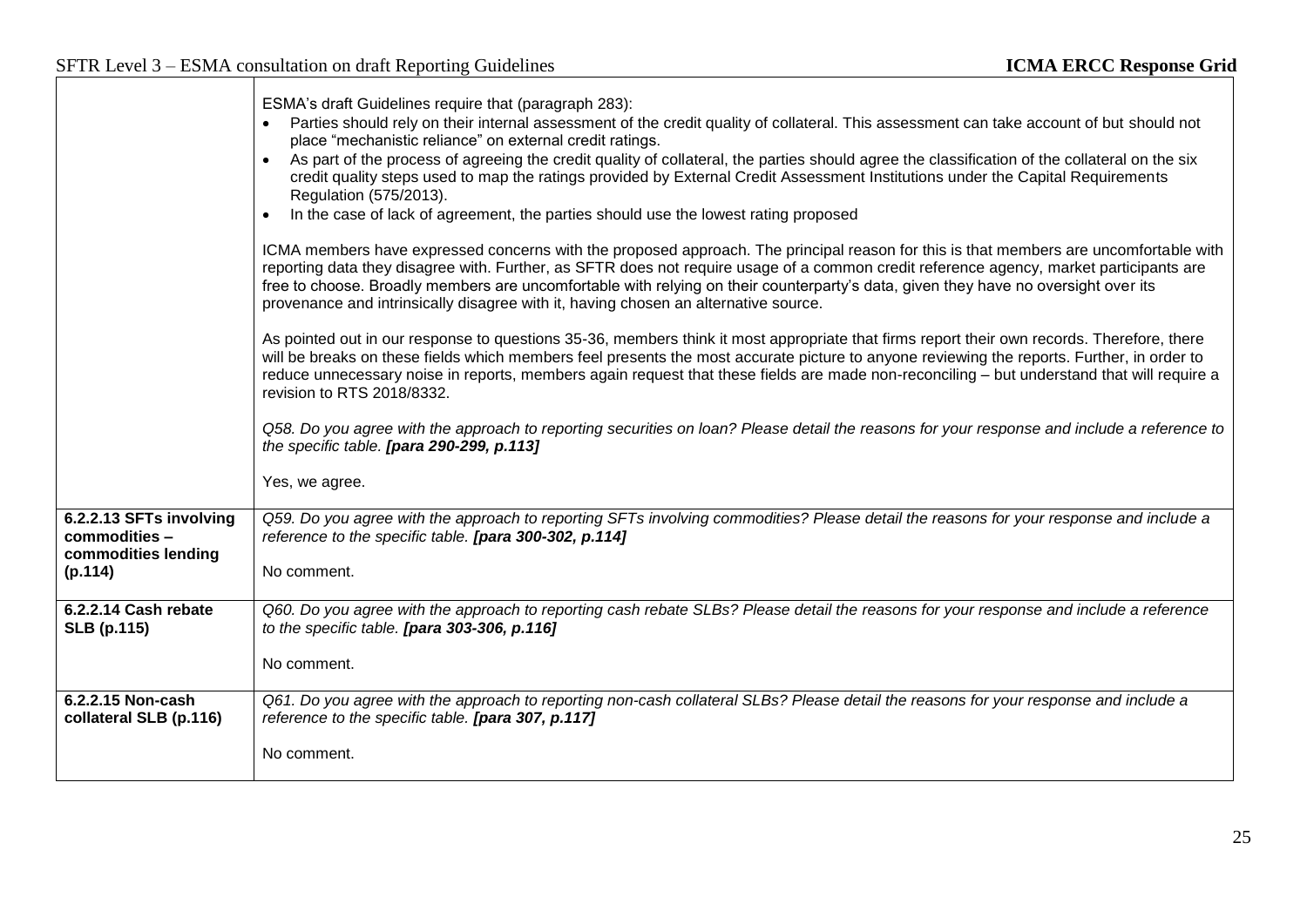| | |
|---|---|
| | ESMA's draft Guidelines require that (paragraph 283):<br>• Parties should rely on their internal assessment of the credit quality of collateral. This assessment can take account of but should not place "mechanistic reliance" on external credit ratings.<br>• As part of the process of agreeing the credit quality of collateral, the parties should agree the classification of the collateral on the six credit quality steps used to map the ratings provided by External Credit Assessment Institutions under the Capital Requirements Regulation (575/2013).<br>• In the case of lack of agreement, the parties should use the lowest rating proposed<br><br>ICMA members have expressed concerns with the proposed approach. The principal reason for this is that members are uncomfortable with reporting data they disagree with. Further, as SFTR does not require usage of a common credit reference agency, market participants are free to choose. Broadly members are uncomfortable with relying on their counterparty's data, given they have no oversight over its provenance and intrinsically disagree with it, having chosen an alternative source.<br><br>As pointed out in our response to questions 35-36, members think it most appropriate that firms report their own records. Therefore, there will be breaks on these fields which members feel presents the most accurate picture to anyone reviewing the reports. Further, in order to reduce unnecessary noise in reports, members again request that these fields are made non-reconciling – but understand that will require a revision to RTS 2018/8332.<br><br>*Q58. Do you agree with the approach to reporting securities on loan? Please detail the reasons for your response and include a reference to the specific table.* ***[para 290-299, p.113]***<br><br>Yes, we agree. |
| **6.2.2.13 SFTs involving commodities – commodities lending (p.114)** | *Q59. Do you agree with the approach to reporting SFTs involving commodities? Please detail the reasons for your response and include a reference to the specific table.* ***[para 300-302, p.114]***<br><br>No comment. |
| **6.2.2.14 Cash rebate SLB (p.115)** | *Q60. Do you agree with the approach to reporting cash rebate SLBs? Please detail the reasons for your response and include a reference to the specific table.* ***[para 303-306, p.116]***<br><br>No comment. |
| **6.2.2.15 Non-cash collateral SLB (p.116)** | *Q61. Do you agree with the approach to reporting non-cash collateral SLBs? Please detail the reasons for your response and include a reference to the specific table.* ***[para 307, p.117]***<br><br>No comment. |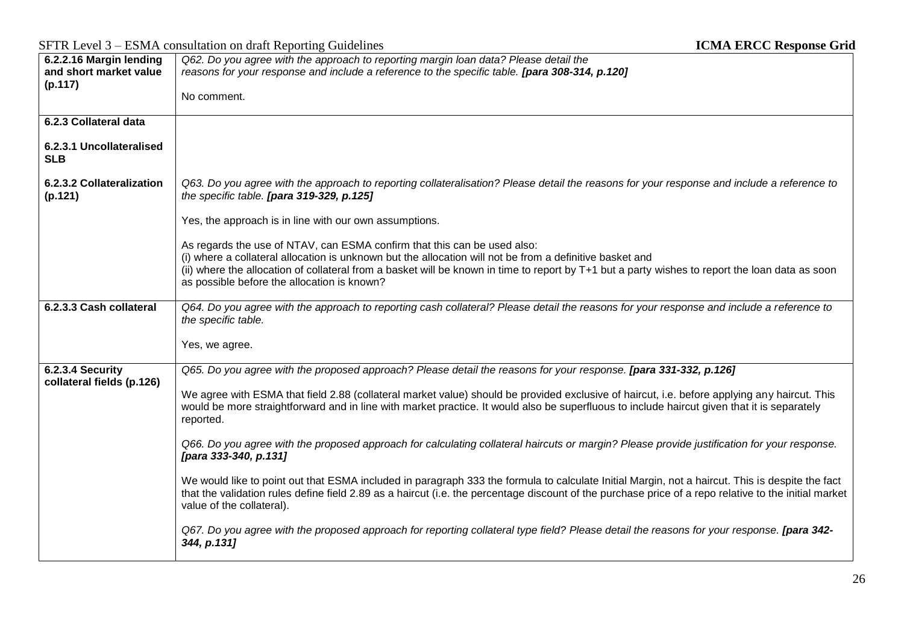| | |
|---|---|
| **6.2.2.16 Margin lending and short market value (p.117)** | *Q62. Do you agree with the approach to reporting margin loan data? Please detail the reasons for your response and include a reference to the specific table.* ***[para 308-314, p.120]***<br><br>No comment. |
| **6.2.3 Collateral data**<br><br>**6.2.3.1 Uncollateralised SLB**<br><br>**6.2.3.2 Collateralization (p.121)** | *Q63. Do you agree with the approach to reporting collateralisation? Please detail the reasons for your response and include a reference to the specific table.* ***[para 319-329, p.125]***<br><br>Yes, the approach is in line with our own assumptions.<br><br>As regards the use of NTAV, can ESMA confirm that this can be used also:<br>(i) where a collateral allocation is unknown but the allocation will not be from a definitive basket and<br>(ii) where the allocation of collateral from a basket will be known in time to report by T+1 but a party wishes to report the loan data as soon as possible before the allocation is known? |
| **6.2.3.3 Cash collateral** | *Q64. Do you agree with the approach to reporting cash collateral? Please detail the reasons for your response and include a reference to the specific table.*<br><br>Yes, we agree. |
| **6.2.3.4 Security collateral fields (p.126)** | *Q65. Do you agree with the proposed approach? Please detail the reasons for your response.* ***[para 331-332, p.126]***<br><br>We agree with ESMA that field 2.88 (collateral market value) should be provided exclusive of haircut, i.e. before applying any haircut. This would be more straightforward and in line with market practice. It would also be superfluous to include haircut given that it is separately reported.<br><br>*Q66. Do you agree with the proposed approach for calculating collateral haircuts or margin? Please provide justification for your response.* ***[para 333-340, p.131]***<br><br>We would like to point out that ESMA included in paragraph 333 the formula to calculate Initial Margin, not a haircut. This is despite the fact that the validation rules define field 2.89 as a haircut (i.e. the percentage discount of the purchase price of a repo relative to the initial market value of the collateral).<br><br>*Q67. Do you agree with the proposed approach for reporting collateral type field? Please detail the reasons for your response.* ***[para 342-344, p.131]*** |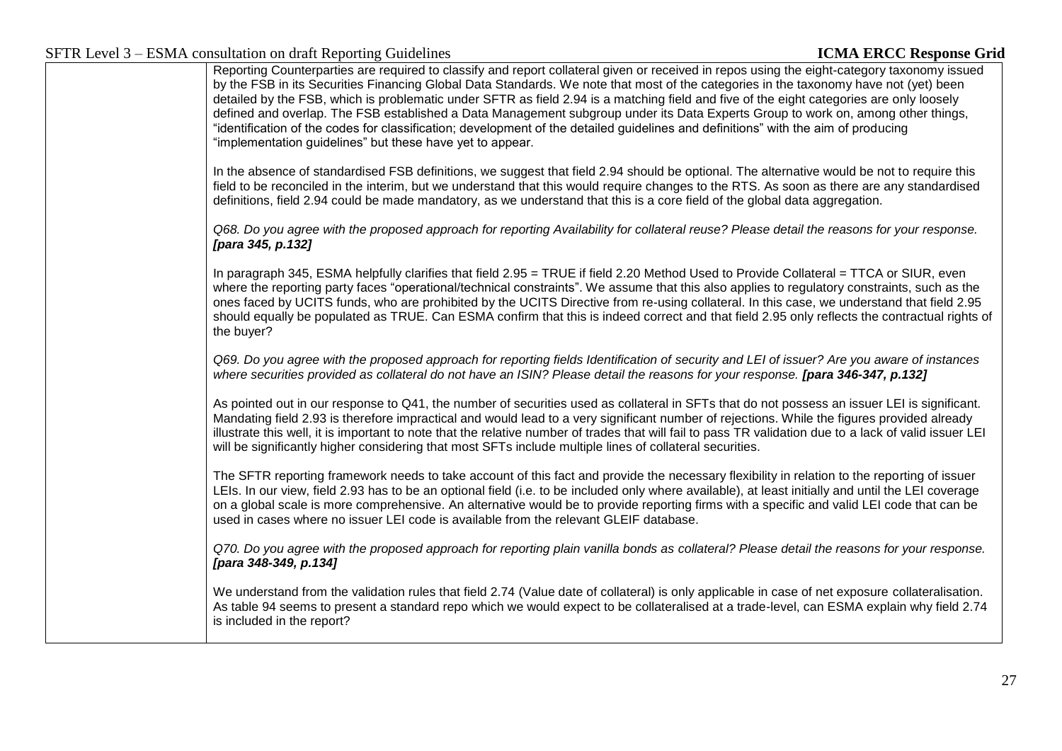| | |
|---|---|
| | Reporting Counterparties are required to classify and report collateral given or received in repos using the eight-category taxonomy issued by the FSB in its Securities Financing Global Data Standards. We note that most of the categories in the taxonomy have not (yet) been detailed by the FSB, which is problematic under SFTR as field 2.94 is a matching field and five of the eight categories are only loosely defined and overlap. The FSB established a Data Management subgroup under its Data Experts Group to work on, among other things, "identification of the codes for classification; development of the detailed guidelines and definitions" with the aim of producing "implementation guidelines" but these have yet to appear.<br><br>In the absence of standardised FSB definitions, we suggest that field 2.94 should be optional. The alternative would be not to require this field to be reconciled in the interim, but we understand that this would require changes to the RTS. As soon as there are any standardised definitions, field 2.94 could be made mandatory, as we understand that this is a core field of the global data aggregation.<br><br>*Q68. Do you agree with the proposed approach for reporting Availability for collateral reuse? Please detail the reasons for your response.* ***[para 345, p.132]***<br><br>In paragraph 345, ESMA helpfully clarifies that field 2.95 = TRUE if field 2.20 Method Used to Provide Collateral = TTCA or SIUR, even where the reporting party faces "operational/technical constraints". We assume that this also applies to regulatory constraints, such as the ones faced by UCITS funds, who are prohibited by the UCITS Directive from re-using collateral. In this case, we understand that field 2.95 should equally be populated as TRUE. Can ESMA confirm that this is indeed correct and that field 2.95 only reflects the contractual rights of the buyer?<br><br>*Q69. Do you agree with the proposed approach for reporting fields Identification of security and LEI of issuer? Are you aware of instances where securities provided as collateral do not have an ISIN? Please detail the reasons for your response.* ***[para 346-347, p.132]***<br><br>As pointed out in our response to Q41, the number of securities used as collateral in SFTs that do not possess an issuer LEI is significant. Mandating field 2.93 is therefore impractical and would lead to a very significant number of rejections. While the figures provided already illustrate this well, it is important to note that the relative number of trades that will fail to pass TR validation due to a lack of valid issuer LEI will be significantly higher considering that most SFTs include multiple lines of collateral securities.<br><br>The SFTR reporting framework needs to take account of this fact and provide the necessary flexibility in relation to the reporting of issuer LEIs. In our view, field 2.93 has to be an optional field (i.e. to be included only where available), at least initially and until the LEI coverage on a global scale is more comprehensive. An alternative would be to provide reporting firms with a specific and valid LEI code that can be used in cases where no issuer LEI code is available from the relevant GLEIF database.<br><br>*Q70. Do you agree with the proposed approach for reporting plain vanilla bonds as collateral? Please detail the reasons for your response.* ***[para 348-349, p.134]***<br><br>We understand from the validation rules that field 2.74 (Value date of collateral) is only applicable in case of net exposure collateralisation. As table 94 seems to present a standard repo which we would expect to be collateralised at a trade-level, can ESMA explain why field 2.74 is included in the report? |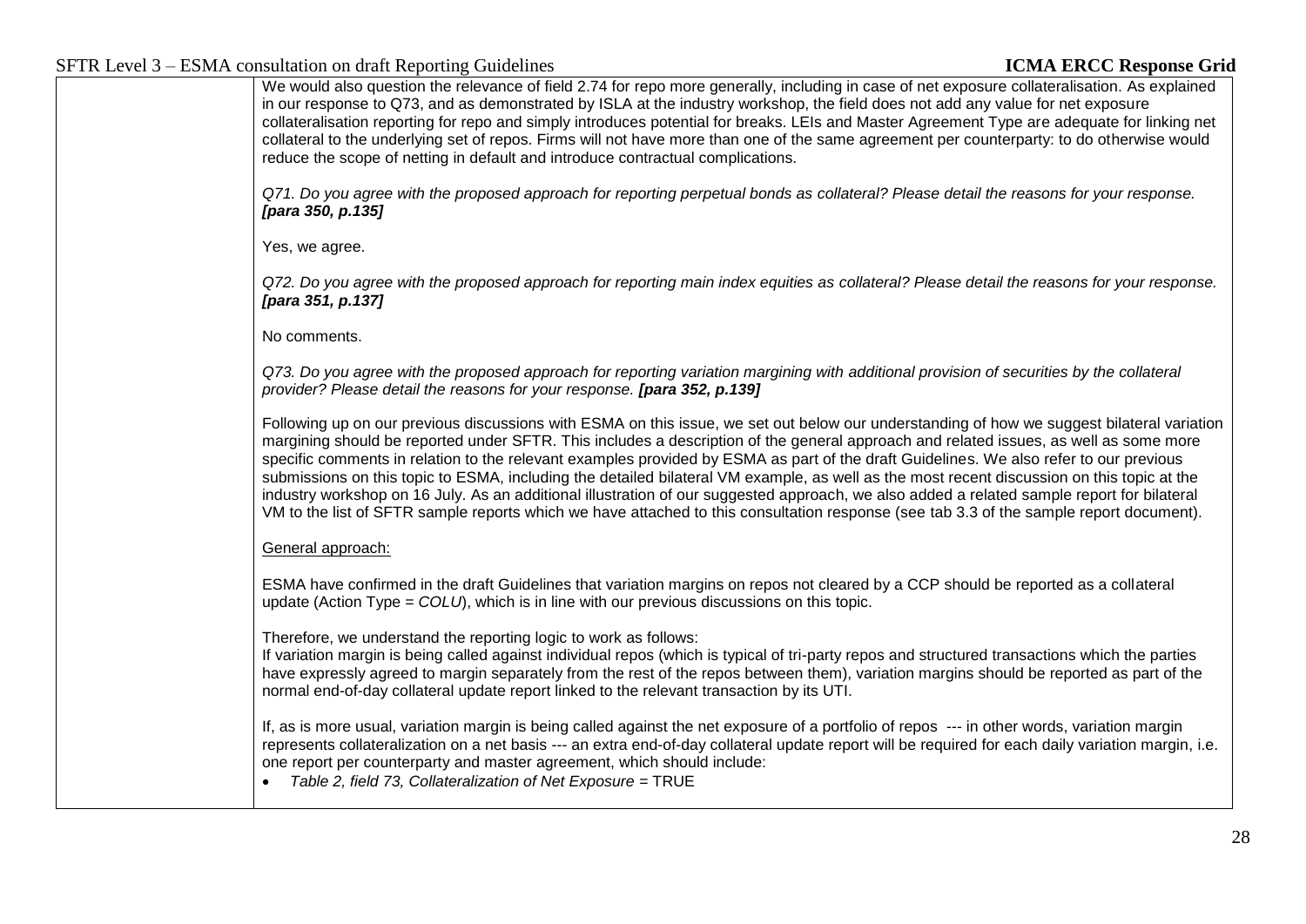We would also question the relevance of field 2.74 for repo more generally, including in case of net exposure collateralisation. As explained in our response to Q73, and as demonstrated by ISLA at the industry workshop, the field does not add any value for net exposure collateralisation reporting for repo and simply introduces potential for breaks. LEIs and Master Agreement Type are adequate for linking net collateral to the underlying set of repos. Firms will not have more than one of the same agreement per counterparty: to do otherwise would reduce the scope of netting in default and introduce contractual complications.

*Q71. Do you agree with the proposed approach for reporting perpetual bonds as collateral? Please detail the reasons for your response.* ***[para 350, p.135]***

Yes, we agree.

*Q72. Do you agree with the proposed approach for reporting main index equities as collateral? Please detail the reasons for your response.* ***[para 351, p.137]***

No comments.

*Q73. Do you agree with the proposed approach for reporting variation margining with additional provision of securities by the collateral provider? Please detail the reasons for your response.* ***[para 352, p.139]***

Following up on our previous discussions with ESMA on this issue, we set out below our understanding of how we suggest bilateral variation margining should be reported under SFTR. This includes a description of the general approach and related issues, as well as some more specific comments in relation to the relevant examples provided by ESMA as part of the draft Guidelines. We also refer to our previous submissions on this topic to ESMA, including the detailed bilateral VM example, as well as the most recent discussion on this topic at the industry workshop on 16 July. As an additional illustration of our suggested approach, we also added a related sample report for bilateral VM to the list of SFTR sample reports which we have attached to this consultation response (see tab 3.3 of the sample report document).

General approach:

ESMA have confirmed in the draft Guidelines that variation margins on repos not cleared by a CCP should be reported as a collateral update (Action Type = *COLU*), which is in line with our previous discussions on this topic.

Therefore, we understand the reporting logic to work as follows:
If variation margin is being called against individual repos (which is typical of tri-party repos and structured transactions which the parties have expressly agreed to margin separately from the rest of the repos between them), variation margins should be reported as part of the normal end-of-day collateral update report linked to the relevant transaction by its UTI.

If, as is more usual, variation margin is being called against the net exposure of a portfolio of repos --- in other words, variation margin represents collateralization on a net basis --- an extra end-of-day collateral update report will be required for each daily variation margin, i.e. one report per counterparty and master agreement, which should include:

- *Table 2, field 73, Collateralization of Net Exposure* = TRUE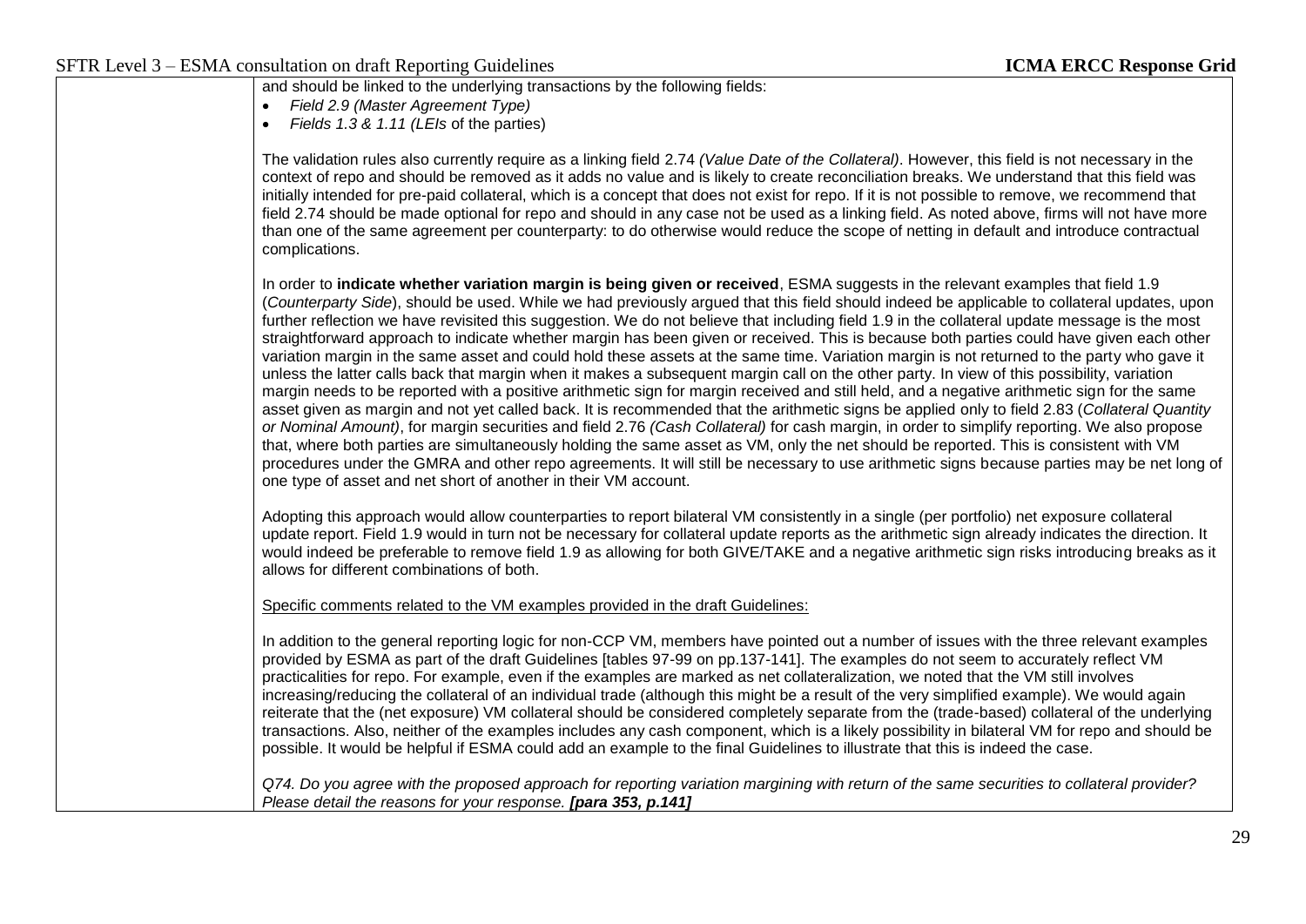and should be linked to the underlying transactions by the following fields:

- *Field 2.9 (Master Agreement Type)*
- *Fields 1.3 & 1.11 (LEIs* of the parties)

The validation rules also currently require as a linking field 2.74 *(Value Date of the Collateral)*. However, this field is not necessary in the context of repo and should be removed as it adds no value and is likely to create reconciliation breaks. We understand that this field was initially intended for pre-paid collateral, which is a concept that does not exist for repo. If it is not possible to remove, we recommend that field 2.74 should be made optional for repo and should in any case not be used as a linking field. As noted above, firms will not have more than one of the same agreement per counterparty: to do otherwise would reduce the scope of netting in default and introduce contractual complications.

In order to **indicate whether variation margin is being given or received**, ESMA suggests in the relevant examples that field 1.9 (*Counterparty Side*), should be used. While we had previously argued that this field should indeed be applicable to collateral updates, upon further reflection we have revisited this suggestion. We do not believe that including field 1.9 in the collateral update message is the most straightforward approach to indicate whether margin has been given or received. This is because both parties could have given each other variation margin in the same asset and could hold these assets at the same time. Variation margin is not returned to the party who gave it unless the latter calls back that margin when it makes a subsequent margin call on the other party. In view of this possibility, variation margin needs to be reported with a positive arithmetic sign for margin received and still held, and a negative arithmetic sign for the same asset given as margin and not yet called back. It is recommended that the arithmetic signs be applied only to field 2.83 (*Collateral Quantity or Nominal Amount)*, for margin securities and field 2.76 *(Cash Collateral)* for cash margin, in order to simplify reporting. We also propose that, where both parties are simultaneously holding the same asset as VM, only the net should be reported. This is consistent with VM procedures under the GMRA and other repo agreements. It will still be necessary to use arithmetic signs because parties may be net long of one type of asset and net short of another in their VM account.

Adopting this approach would allow counterparties to report bilateral VM consistently in a single (per portfolio) net exposure collateral update report. Field 1.9 would in turn not be necessary for collateral update reports as the arithmetic sign already indicates the direction. It would indeed be preferable to remove field 1.9 as allowing for both GIVE/TAKE and a negative arithmetic sign risks introducing breaks as it allows for different combinations of both.

Specific comments related to the VM examples provided in the draft Guidelines:

In addition to the general reporting logic for non-CCP VM, members have pointed out a number of issues with the three relevant examples provided by ESMA as part of the draft Guidelines [tables 97-99 on pp.137-141]. The examples do not seem to accurately reflect VM practicalities for repo. For example, even if the examples are marked as net collateralization, we noted that the VM still involves increasing/reducing the collateral of an individual trade (although this might be a result of the very simplified example). We would again reiterate that the (net exposure) VM collateral should be considered completely separate from the (trade-based) collateral of the underlying transactions. Also, neither of the examples includes any cash component, which is a likely possibility in bilateral VM for repo and should be possible. It would be helpful if ESMA could add an example to the final Guidelines to illustrate that this is indeed the case.

*Q74. Do you agree with the proposed approach for reporting variation margining with return of the same securities to collateral provider? Please detail the reasons for your response.* ***[para 353, p.141]***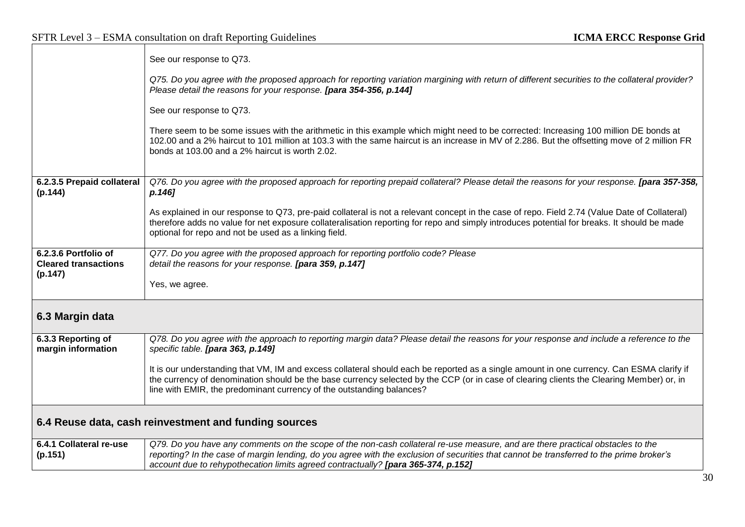| | |
|---|---|
| | See our response to Q73.<br><br>*Q75. Do you agree with the proposed approach for reporting variation margining with return of different securities to the collateral provider? Please detail the reasons for your response.* ***[para 354-356, p.144]***<br><br>See our response to Q73.<br><br>There seem to be some issues with the arithmetic in this example which might need to be corrected: Increasing 100 million DE bonds at 102.00 and a 2% haircut to 101 million at 103.3 with the same haircut is an increase in MV of 2.286. But the offsetting move of 2 million FR bonds at 103.00 and a 2% haircut is worth 2.02. |
| **6.2.3.5 Prepaid collateral (p.144)** | *Q76. Do you agree with the proposed approach for reporting prepaid collateral? Please detail the reasons for your response.* ***[para 357-358, p.146]***<br><br>As explained in our response to Q73, pre-paid collateral is not a relevant concept in the case of repo. Field 2.74 (Value Date of Collateral) therefore adds no value for net exposure collateralisation reporting for repo and simply introduces potential for breaks. It should be made optional for repo and not be used as a linking field. |
| **6.2.3.6 Portfolio of Cleared transactions (p.147)** | *Q77. Do you agree with the proposed approach for reporting portfolio code? Please detail the reasons for your response.* ***[para 359, p.147]***<br><br>Yes, we agree. |
| **6.3 Margin data** | |
| **6.3.3 Reporting of margin information** | *Q78. Do you agree with the approach to reporting margin data? Please detail the reasons for your response and include a reference to the specific table.* ***[para 363, p.149]***<br><br>It is our understanding that VM, IM and excess collateral should each be reported as a single amount in one currency. Can ESMA clarify if the currency of denomination should be the base currency selected by the CCP (or in case of clearing clients the Clearing Member) or, in line with EMIR, the predominant currency of the outstanding balances? |
| **6.4 Reuse data, cash reinvestment and funding sources** | |
| **6.4.1 Collateral re-use (p.151)** | *Q79. Do you have any comments on the scope of the non-cash collateral re-use measure, and are there practical obstacles to the reporting? In the case of margin lending, do you agree with the exclusion of securities that cannot be transferred to the prime broker's account due to rehypothecation limits agreed contractually?* ***[para 365-374, p.152]*** |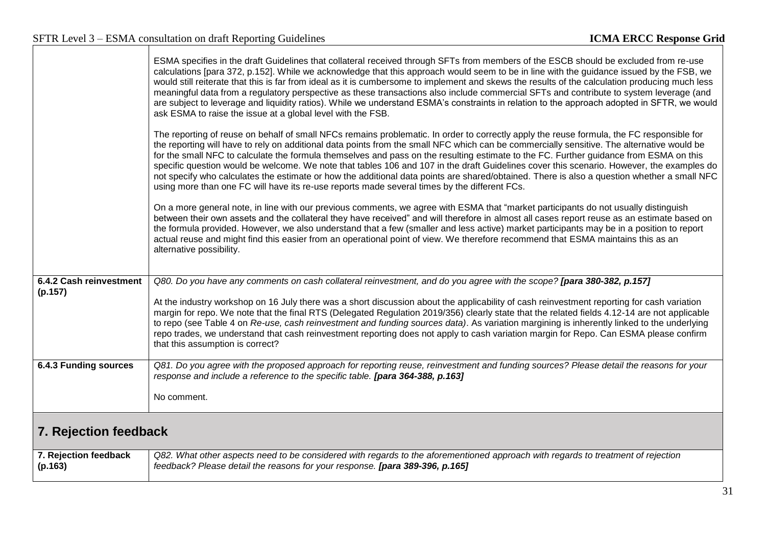| | |
|---|---|
| | ESMA specifies in the draft Guidelines that collateral received through SFTs from members of the ESCB should be excluded from re-use calculations [para 372, p.152]. While we acknowledge that this approach would seem to be in line with the guidance issued by the FSB, we would still reiterate that this is far from ideal as it is cumbersome to implement and skews the results of the calculation producing much less meaningful data from a regulatory perspective as these transactions also include commercial SFTs and contribute to system leverage (and are subject to leverage and liquidity ratios). While we understand ESMA's constraints in relation to the approach adopted in SFTR, we would ask ESMA to raise the issue at a global level with the FSB.<br><br>The reporting of reuse on behalf of small NFCs remains problematic. In order to correctly apply the reuse formula, the FC responsible for the reporting will have to rely on additional data points from the small NFC which can be commercially sensitive. The alternative would be for the small NFC to calculate the formula themselves and pass on the resulting estimate to the FC. Further guidance from ESMA on this specific question would be welcome. We note that tables 106 and 107 in the draft Guidelines cover this scenario. However, the examples do not specify who calculates the estimate or how the additional data points are shared/obtained. There is also a question whether a small NFC using more than one FC will have its re-use reports made several times by the different FCs.<br><br>On a more general note, in line with our previous comments, we agree with ESMA that "market participants do not usually distinguish between their own assets and the collateral they have received" and will therefore in almost all cases report reuse as an estimate based on the formula provided. However, we also understand that a few (smaller and less active) market participants may be in a position to report actual reuse and might find this easier from an operational point of view. We therefore recommend that ESMA maintains this as an alternative possibility. |
| **6.4.2 Cash reinvestment (p.157)** | *Q80. Do you have any comments on cash collateral reinvestment, and do you agree with the scope?* ***[para 380-382, p.157]***<br><br>At the industry workshop on 16 July there was a short discussion about the applicability of cash reinvestment reporting for cash variation margin for repo. We note that the final RTS (Delegated Regulation 2019/356) clearly state that the related fields 4.12-14 are not applicable to repo (see Table 4 on *Re-use, cash reinvestment and funding sources data)*. As variation margining is inherently linked to the underlying repo trades, we understand that cash reinvestment reporting does not apply to cash variation margin for Repo. Can ESMA please confirm that this assumption is correct? |
| **6.4.3 Funding sources** | *Q81. Do you agree with the proposed approach for reporting reuse, reinvestment and funding sources? Please detail the reasons for your response and include a reference to the specific table.* ***[para 364-388, p.163]***<br><br>No comment. |

## 7. Rejection feedback

| | |
|---|---|
| **7. Rejection feedback (p.163)** | *Q82. What other aspects need to be considered with regards to the aforementioned approach with regards to treatment of rejection feedback? Please detail the reasons for your response.* ***[para 389-396, p.165]*** |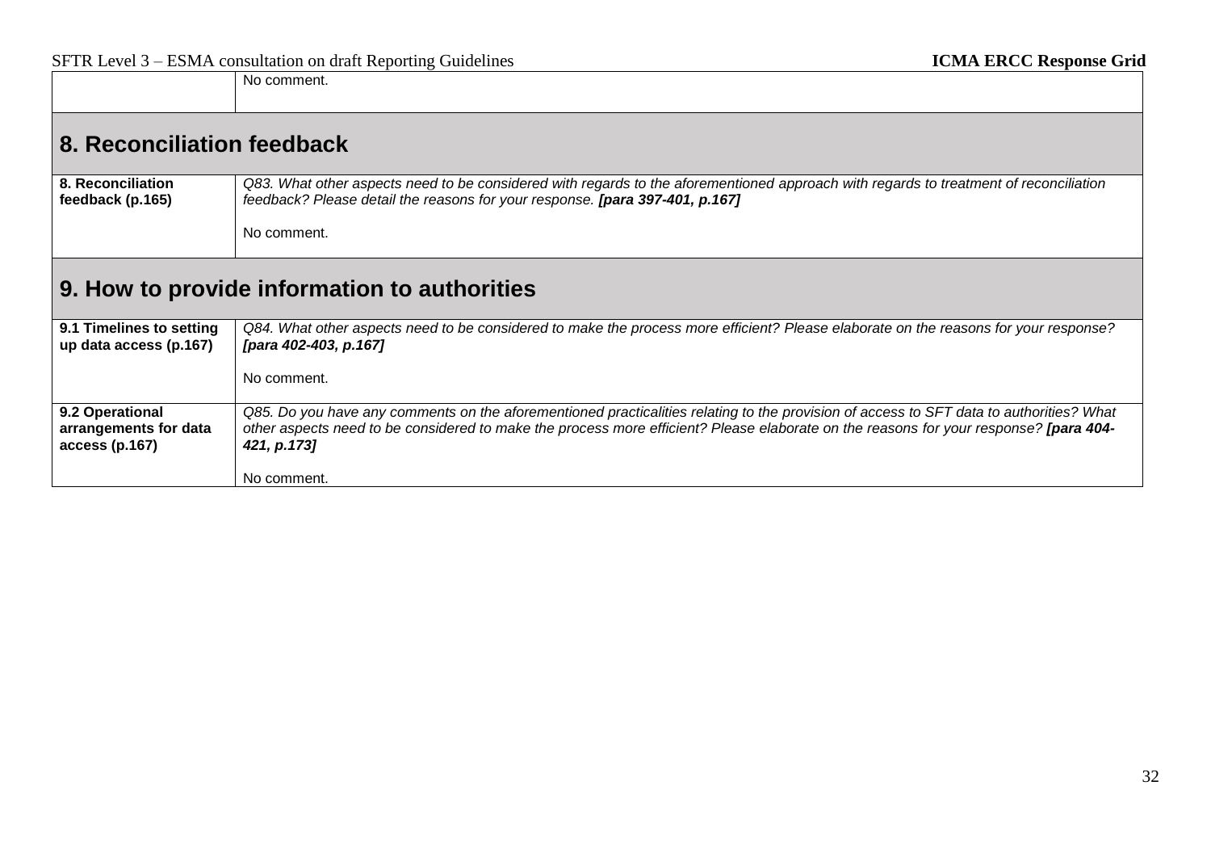| | |
|---|---|
| | No comment. |

## 8. Reconciliation feedback

| | |
|---|---|
| **8. Reconciliation feedback (p.165)** | *Q83. What other aspects need to be considered with regards to the aforementioned approach with regards to treatment of reconciliation feedback? Please detail the reasons for your response.* ***[para 397-401, p.167]***<br><br>No comment. |

## 9. How to provide information to authorities

| | |
|---|---|
| **9.1 Timelines to setting up data access (p.167)** | *Q84. What other aspects need to be considered to make the process more efficient? Please elaborate on the reasons for your response?* ***[para 402-403, p.167]***<br><br>No comment. |
| **9.2 Operational arrangements for data access (p.167)** | *Q85. Do you have any comments on the aforementioned practicalities relating to the provision of access to SFT data to authorities? What other aspects need to be considered to make the process more efficient? Please elaborate on the reasons for your response?* ***[para 404-421, p.173]***<br><br>No comment. |